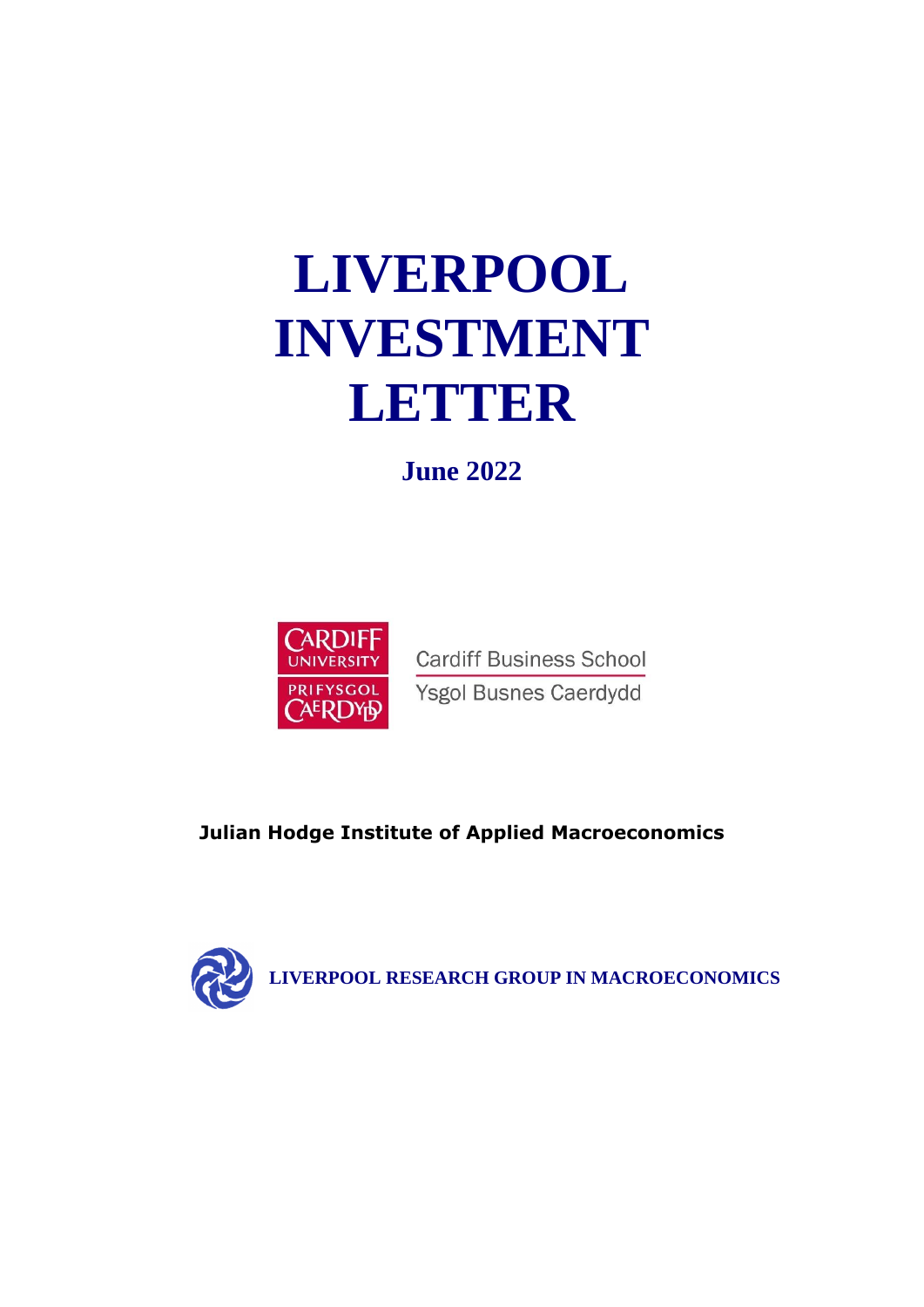# LIVERPOOL INVESTMENT LETTER

**June 2022**

CARDIFF UNIVERSITY
PRIFYSGOL CAERDYDD

Cardiff Business School
Ysgol Busnes Caerdydd

**Julian Hodge Institute of Applied Macroeconomics**

**LIVERPOOL RESEARCH GROUP IN MACROECONOMICS**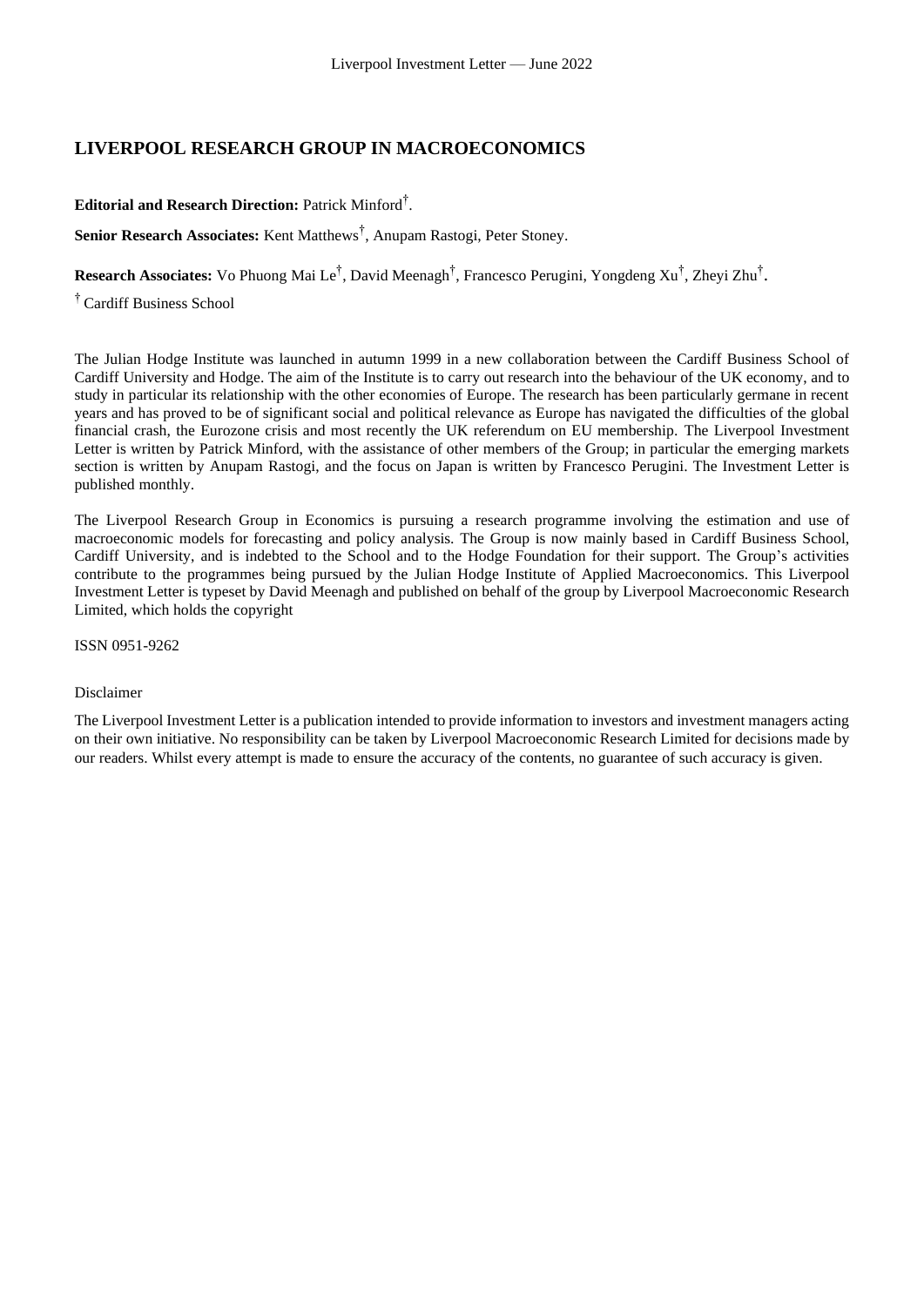## LIVERPOOL RESEARCH GROUP IN MACROECONOMICS

**Editorial and Research Direction:** Patrick Minford[†].

**Senior Research Associates:** Kent Matthews[†], Anupam Rastogi, Peter Stoney.

**Research Associates:** Vo Phuong Mai Le[†], David Meenagh[†], Francesco Perugini, Yongdeng Xu[†], Zheyi Zhu[†].

[†] Cardiff Business School

The Julian Hodge Institute was launched in autumn 1999 in a new collaboration between the Cardiff Business School of Cardiff University and Hodge. The aim of the Institute is to carry out research into the behaviour of the UK economy, and to study in particular its relationship with the other economies of Europe. The research has been particularly germane in recent years and has proved to be of significant social and political relevance as Europe has navigated the difficulties of the global financial crash, the Eurozone crisis and most recently the UK referendum on EU membership. The Liverpool Investment Letter is written by Patrick Minford, with the assistance of other members of the Group; in particular the emerging markets section is written by Anupam Rastogi, and the focus on Japan is written by Francesco Perugini. The Investment Letter is published monthly.

The Liverpool Research Group in Economics is pursuing a research programme involving the estimation and use of macroeconomic models for forecasting and policy analysis. The Group is now mainly based in Cardiff Business School, Cardiff University, and is indebted to the School and to the Hodge Foundation for their support. The Group's activities contribute to the programmes being pursued by the Julian Hodge Institute of Applied Macroeconomics. This Liverpool Investment Letter is typeset by David Meenagh and published on behalf of the group by Liverpool Macroeconomic Research Limited, which holds the copyright

ISSN 0951-9262

Disclaimer

The Liverpool Investment Letter is a publication intended to provide information to investors and investment managers acting on their own initiative. No responsibility can be taken by Liverpool Macroeconomic Research Limited for decisions made by our readers. Whilst every attempt is made to ensure the accuracy of the contents, no guarantee of such accuracy is given.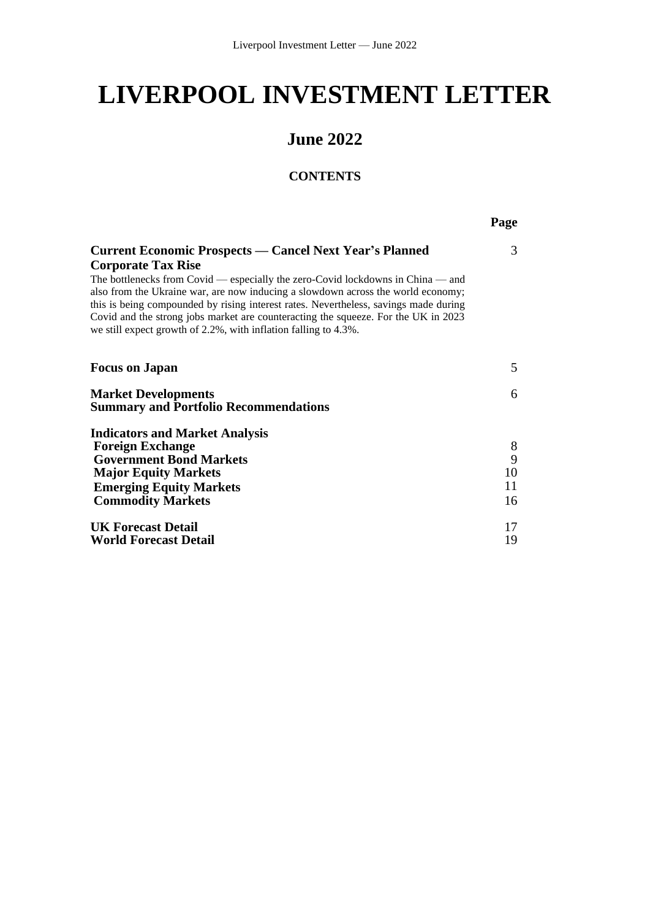# LIVERPOOL INVESTMENT LETTER

## June 2022

### CONTENTS

| | Page |
|---|---|
| **Current Economic Prospects — Cancel Next Year's Planned Corporate Tax Rise** | 3 |
| The bottlenecks from Covid — especially the zero-Covid lockdowns in China — and also from the Ukraine war, are now inducing a slowdown across the world economy; this is being compounded by rising interest rates. Nevertheless, savings made during Covid and the strong jobs market are counteracting the squeeze. For the UK in 2023 we still expect growth of 2.2%, with inflation falling to 4.3%. | |
| **Focus on Japan** | 5 |
| **Market Developments** | 6 |
| **Summary and Portfolio Recommendations** | |
| **Indicators and Market Analysis** | |
| **Foreign Exchange** | 8 |
| **Government Bond Markets** | 9 |
| **Major Equity Markets** | 10 |
| **Emerging Equity Markets** | 11 |
| **Commodity Markets** | 16 |
| **UK Forecast Detail** | 17 |
| **World Forecast Detail** | 19 |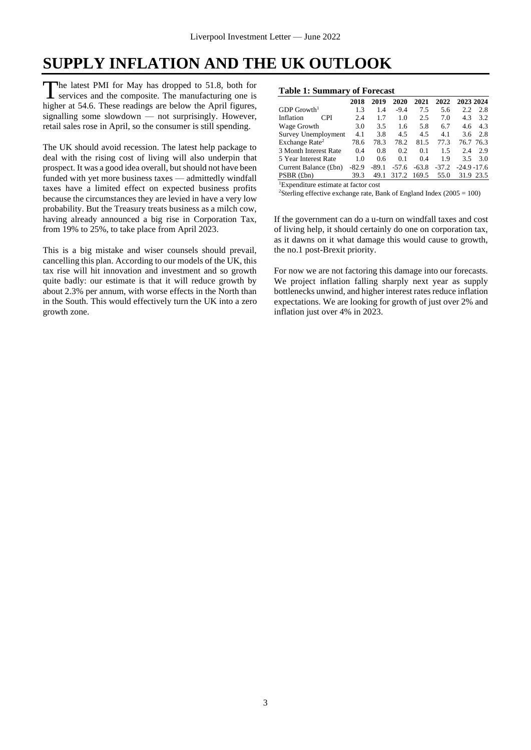# SUPPLY INFLATION AND THE UK OUTLOOK

The latest PMI for May has dropped to 51.8, both for services and the composite. The manufacturing one is higher at 54.6. These readings are below the April figures, signalling some slowdown — not surprisingly. However, retail sales rose in April, so the consumer is still spending.

The UK should avoid recession. The latest help package to deal with the rising cost of living will also underpin that prospect. It was a good idea overall, but should not have been funded with yet more business taxes — admittedly windfall taxes have a limited effect on expected business profits because the circumstances they are levied in have a very low probability. But the Treasury treats business as a milch cow, having already announced a big rise in Corporation Tax, from 19% to 25%, to take place from April 2023.

This is a big mistake and wiser counsels should prevail, cancelling this plan. According to our models of the UK, this tax rise will hit innovation and investment and so growth quite badly: our estimate is that it will reduce growth by about 2.3% per annum, with worse effects in the North than in the South. This would effectively turn the UK into a zero growth zone.

**Table 1: Summary of Forecast**

| | 2018 | 2019 | 2020 | 2021 | 2022 | 2023 | 2024 |
|---|---|---|---|---|---|---|---|
| GDP Growth[1] | 1.3 | 1.4 | -9.4 | 7.5 | 5.6 | 2.2 | 2.8 |
| Inflation CPI | 2.4 | 1.7 | 1.0 | 2.5 | 7.0 | 4.3 | 3.2 |
| Wage Growth | 3.0 | 3.5 | 1.6 | 5.8 | 6.7 | 4.6 | 4.3 |
| Survey Unemployment | 4.1 | 3.8 | 4.5 | 4.5 | 4.1 | 3.6 | 2.8 |
| Exchange Rate[2] | 78.6 | 78.3 | 78.2 | 81.5 | 77.3 | 76.7 | 76.3 |
| 3 Month Interest Rate | 0.4 | 0.8 | 0.2 | 0.1 | 1.5 | 2.4 | 2.9 |
| 5 Year Interest Rate | 1.0 | 0.6 | 0.1 | 0.4 | 1.9 | 3.5 | 3.0 |
| Current Balance (£bn) | -82.9 | -89.1 | -57.6 | -63.8 | -37.2 | -24.9 | -17.6 |
| PSBR (£bn) | 39.3 | 49.1 | 317.2 | 169.5 | 55.0 | 31.9 | 23.5 |

[1]Expenditure estimate at factor cost

[2]Sterling effective exchange rate, Bank of England Index (2005 = 100)

If the government can do a u-turn on windfall taxes and cost of living help, it should certainly do one on corporation tax, as it dawns on it what damage this would cause to growth, the no.1 post-Brexit priority.

For now we are not factoring this damage into our forecasts. We project inflation falling sharply next year as supply bottlenecks unwind, and higher interest rates reduce inflation expectations. We are looking for growth of just over 2% and inflation just over 4% in 2023.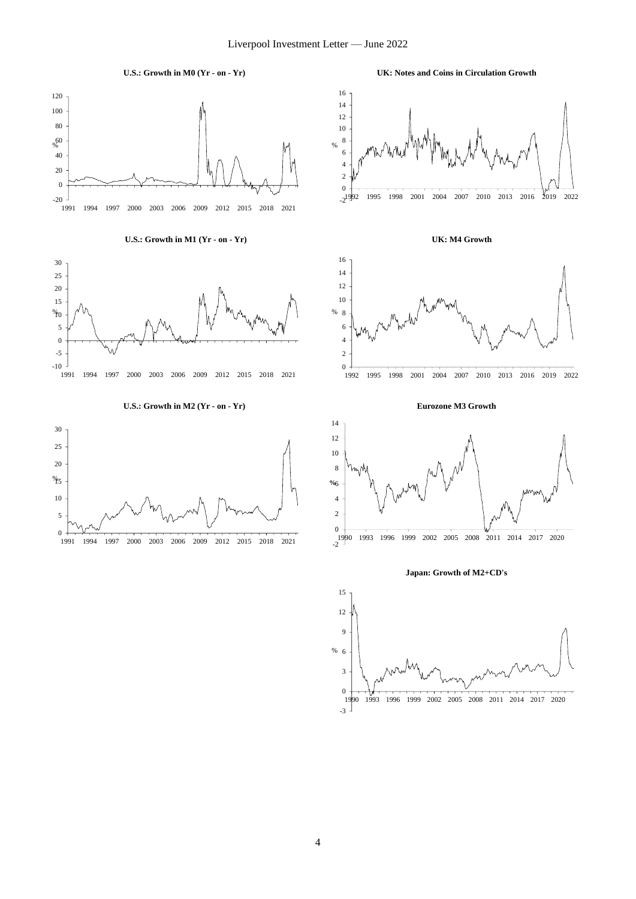**U.S.: Growth in M0 (Yr - on - Yr)**

**UK: Notes and Coins in Circulation Growth**

**U.S.: Growth in M1 (Yr - on - Yr)**

**UK: M4 Growth**

**U.S.: Growth in M2 (Yr - on - Yr)**

**Eurozone M3 Growth**

**Japan: Growth of M2+CD's**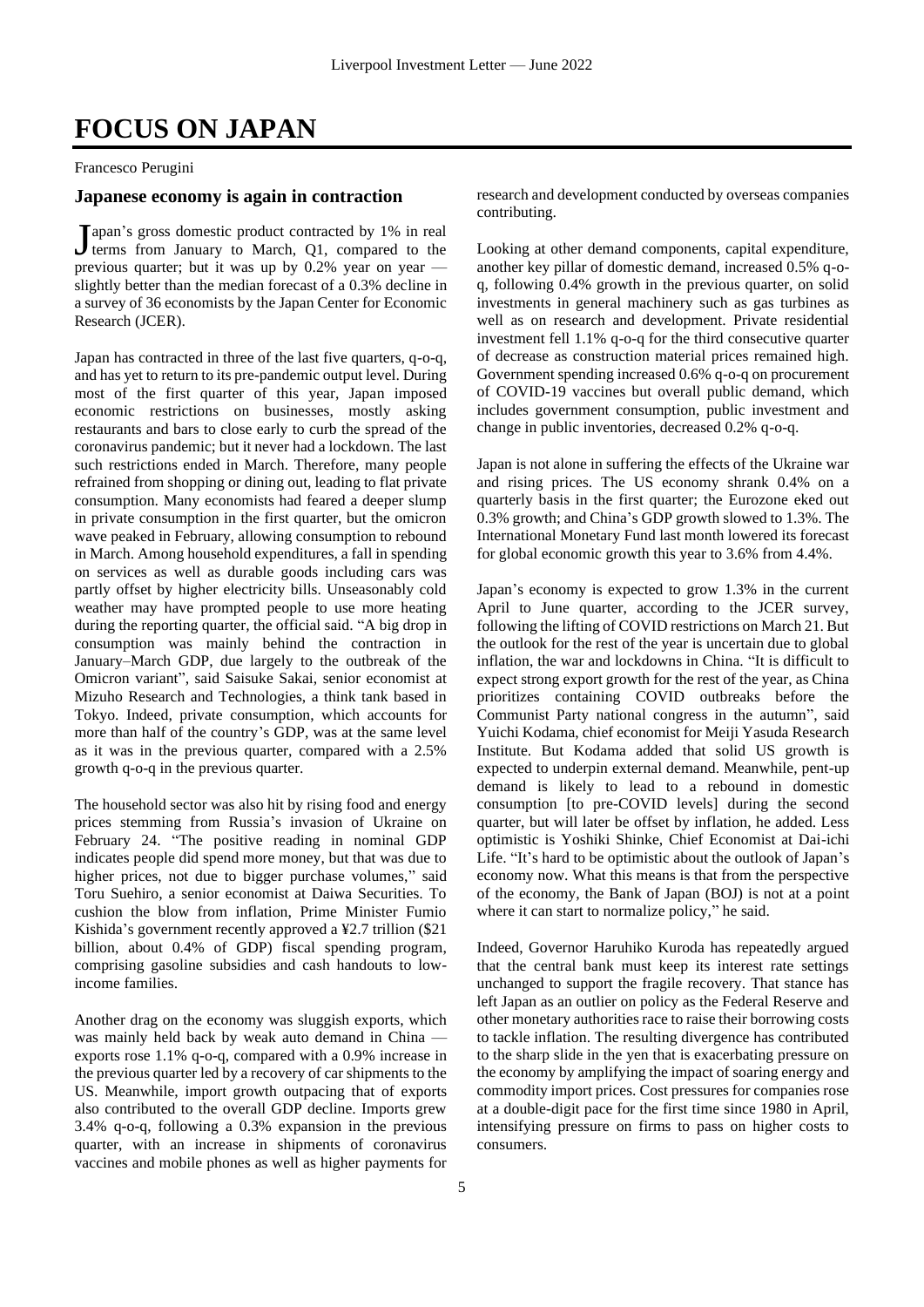# FOCUS ON JAPAN

Francesco Perugini

## Japanese economy is again in contraction

Japan's gross domestic product contracted by 1% in real terms from January to March, Q1, compared to the previous quarter; but it was up by 0.2% year on year — slightly better than the median forecast of a 0.3% decline in a survey of 36 economists by the Japan Center for Economic Research (JCER).

Japan has contracted in three of the last five quarters, q-o-q, and has yet to return to its pre-pandemic output level. During most of the first quarter of this year, Japan imposed economic restrictions on businesses, mostly asking restaurants and bars to close early to curb the spread of the coronavirus pandemic; but it never had a lockdown. The last such restrictions ended in March. Therefore, many people refrained from shopping or dining out, leading to flat private consumption. Many economists had feared a deeper slump in private consumption in the first quarter, but the omicron wave peaked in February, allowing consumption to rebound in March. Among household expenditures, a fall in spending on services as well as durable goods including cars was partly offset by higher electricity bills. Unseasonably cold weather may have prompted people to use more heating during the reporting quarter, the official said. "A big drop in consumption was mainly behind the contraction in January–March GDP, due largely to the outbreak of the Omicron variant", said Saisuke Sakai, senior economist at Mizuho Research and Technologies, a think tank based in Tokyo. Indeed, private consumption, which accounts for more than half of the country's GDP, was at the same level as it was in the previous quarter, compared with a 2.5% growth q-o-q in the previous quarter.

The household sector was also hit by rising food and energy prices stemming from Russia's invasion of Ukraine on February 24. "The positive reading in nominal GDP indicates people did spend more money, but that was due to higher prices, not due to bigger purchase volumes," said Toru Suehiro, a senior economist at Daiwa Securities. To cushion the blow from inflation, Prime Minister Fumio Kishida's government recently approved a ¥2.7 trillion ($21 billion, about 0.4% of GDP) fiscal spending program, comprising gasoline subsidies and cash handouts to low-income families.

Another drag on the economy was sluggish exports, which was mainly held back by weak auto demand in China — exports rose 1.1% q-o-q, compared with a 0.9% increase in the previous quarter led by a recovery of car shipments to the US. Meanwhile, import growth outpacing that of exports also contributed to the overall GDP decline. Imports grew 3.4% q-o-q, following a 0.3% expansion in the previous quarter, with an increase in shipments of coronavirus vaccines and mobile phones as well as higher payments for research and development conducted by overseas companies contributing.

Looking at other demand components, capital expenditure, another key pillar of domestic demand, increased 0.5% q-o-q, following 0.4% growth in the previous quarter, on solid investments in general machinery such as gas turbines as well as on research and development. Private residential investment fell 1.1% q-o-q for the third consecutive quarter of decrease as construction material prices remained high. Government spending increased 0.6% q-o-q on procurement of COVID-19 vaccines but overall public demand, which includes government consumption, public investment and change in public inventories, decreased 0.2% q-o-q.

Japan is not alone in suffering the effects of the Ukraine war and rising prices. The US economy shrank 0.4% on a quarterly basis in the first quarter; the Eurozone eked out 0.3% growth; and China's GDP growth slowed to 1.3%. The International Monetary Fund last month lowered its forecast for global economic growth this year to 3.6% from 4.4%.

Japan's economy is expected to grow 1.3% in the current April to June quarter, according to the JCER survey, following the lifting of COVID restrictions on March 21. But the outlook for the rest of the year is uncertain due to global inflation, the war and lockdowns in China. "It is difficult to expect strong export growth for the rest of the year, as China prioritizes containing COVID outbreaks before the Communist Party national congress in the autumn", said Yuichi Kodama, chief economist for Meiji Yasuda Research Institute. But Kodama added that solid US growth is expected to underpin external demand. Meanwhile, pent-up demand is likely to lead to a rebound in domestic consumption [to pre-COVID levels] during the second quarter, but will later be offset by inflation, he added. Less optimistic is Yoshiki Shinke, Chief Economist at Dai-ichi Life. "It's hard to be optimistic about the outlook of Japan's economy now. What this means is that from the perspective of the economy, the Bank of Japan (BOJ) is not at a point where it can start to normalize policy," he said.

Indeed, Governor Haruhiko Kuroda has repeatedly argued that the central bank must keep its interest rate settings unchanged to support the fragile recovery. That stance has left Japan as an outlier on policy as the Federal Reserve and other monetary authorities race to raise their borrowing costs to tackle inflation. The resulting divergence has contributed to the sharp slide in the yen that is exacerbating pressure on the economy by amplifying the impact of soaring energy and commodity import prices. Cost pressures for companies rose at a double-digit pace for the first time since 1980 in April, intensifying pressure on firms to pass on higher costs to consumers.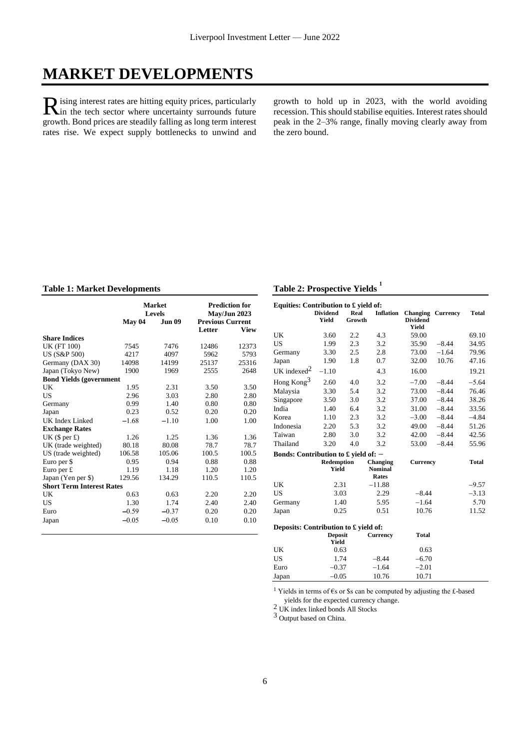// Tables 1 and 2 are transcribed faithfully as laid out in the source.
# MARKET DEVELOPMENTS

Rising interest rates are hitting equity prices, particularly in the tech sector where uncertainty surrounds future growth. Bond prices are steadily falling as long term interest rates rise. We expect supply bottlenecks to unwind and growth to hold up in 2023, with the world avoiding recession. This should stabilise equities. Interest rates should peak in the 2–3% range, finally moving clearly away from the zero bound.

**Table 1: Market Developments**

| | Market Levels | | Prediction for May/Jun 2023 | |
|---|---|---|---|---|
| | May 04 | Jun 09 | Previous Letter | Current View |
| **Share Indices** | | | | |
| UK (FT 100) | 7545 | 7476 | 12486 | 12373 |
| US (S&P 500) | 4217 | 4097 | 5962 | 5793 |
| Germany (DAX 30) | 14098 | 14199 | 25137 | 25316 |
| Japan (Tokyo New) | 1900 | 1969 | 2555 | 2648 |
| **Bond Yields (government** | | | | |
| UK | 1.95 | 2.31 | 3.50 | 3.50 |
| US | 2.96 | 3.03 | 2.80 | 2.80 |
| Germany | 0.99 | 1.40 | 0.80 | 0.80 |
| Japan | 0.23 | 0.52 | 0.20 | 0.20 |
| UK Index Linked | −1.68 | −1.10 | 1.00 | 1.00 |
| **Exchange Rates** | | | | |
| UK ($ per £) | 1.26 | 1.25 | 1.36 | 1.36 |
| UK (trade weighted) | 80.18 | 80.08 | 78.7 | 78.7 |
| US (trade weighted) | 106.58 | 105.06 | 100.5 | 100.5 |
| Euro per $ | 0.95 | 0.94 | 0.88 | 0.88 |
| Euro per £ | 1.19 | 1.18 | 1.20 | 1.20 |
| Japan (Yen per $) | 129.56 | 134.29 | 110.5 | 110.5 |
| **Short Term Interest Rates** | | | | |
| UK | 0.63 | 0.63 | 2.20 | 2.20 |
| US | 1.30 | 1.74 | 2.40 | 2.40 |
| Euro | −0.59 | −0.37 | 0.20 | 0.20 |
| Japan | −0.05 | −0.05 | 0.10 | 0.10 |

**Table 2: Prospective Yields [1]**

**Equities: Contribution to £ yield of:**

| | Dividend Yield | Real Growth | Inflation | Changing Dividend Yield | Currency | Total |
|---|---|---|---|---|---|---|
| UK | 3.60 | 2.2 | 4.3 | 59.00 | | 69.10 |
| US | 1.99 | 2.3 | 3.2 | 35.90 | −8.44 | 34.95 |
| Germany | 3.30 | 2.5 | 2.8 | 73.00 | −1.64 | 79.96 |
| Japan | 1.90 | 1.8 | 0.7 | 32.00 | 10.76 | 47.16 |
| UK indexed[2] | −1.10 | | 4.3 | 16.00 | | 19.21 |
| Hong Kong[3] | 2.60 | 4.0 | 3.2 | −7.00 | −8.44 | −5.64 |
| Malaysia | 3.30 | 5.4 | 3.2 | 73.00 | −8.44 | 76.46 |
| Singapore | 3.50 | 3.0 | 3.2 | 37.00 | −8.44 | 38.26 |
| India | 1.40 | 6.4 | 3.2 | 31.00 | −8.44 | 33.56 |
| Korea | 1.10 | 2.3 | 3.2 | −3.00 | −8.44 | −4.84 |
| Indonesia | 2.20 | 5.3 | 3.2 | 49.00 | −8.44 | 51.26 |
| Taiwan | 2.80 | 3.0 | 3.2 | 42.00 | −8.44 | 42.56 |
| Thailand | 3.20 | 4.0 | 3.2 | 53.00 | −8.44 | 55.96 |

**Bonds: Contribution to £ yield of: −**

| | Redemption Yield | Changing Nominal Rates | Currency | Total |
|---|---|---|---|---|
| UK | 2.31 | −11.88 | | −9.57 |
| US | 3.03 | 2.29 | −8.44 | −3.13 |
| Germany | 1.40 | 5.95 | −1.64 | 5.70 |
| Japan | 0.25 | 0.51 | 10.76 | 11.52 |

**Deposits: Contribution to £ yield of:**

| | Deposit Yield | Currency | Total |
|---|---|---|---|
| UK | 0.63 | | 0.63 |
| US | 1.74 | −8.44 | −6.70 |
| Euro | −0.37 | −1.64 | −2.01 |
| Japan | −0.05 | 10.76 | 10.71 |

[1] Yields in terms of €s or $s can be computed by adjusting the £-based yields for the expected currency change.

[2] UK index linked bonds All Stocks

[3] Output based on China.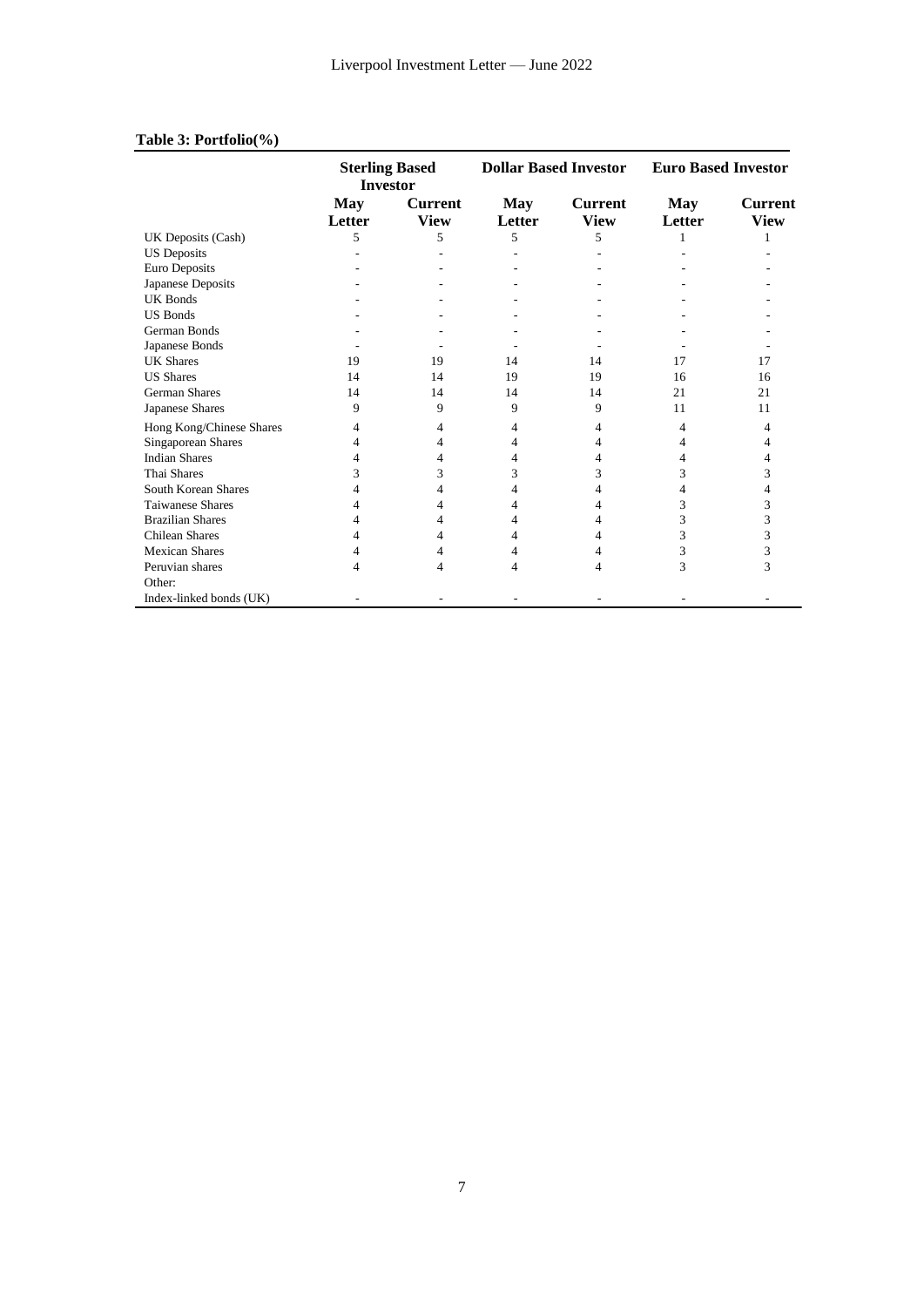**Table 3: Portfolio(%)**

| | Sterling Based Investor | | Dollar Based Investor | | Euro Based Investor | |
|---|---|---|---|---|---|---|
| | **May Letter** | **Current View** | **May Letter** | **Current View** | **May Letter** | **Current View** |
| UK Deposits (Cash) | 5 | 5 | 5 | 5 | 1 | 1 |
| US Deposits | - | - | - | - | - | - |
| Euro Deposits | - | - | - | - | - | - |
| Japanese Deposits | - | - | - | - | - | - |
| UK Bonds | - | - | - | - | - | - |
| US Bonds | - | - | - | - | - | - |
| German Bonds | - | - | - | - | - | - |
| Japanese Bonds | - | - | - | - | - | - |
| UK Shares | 19 | 19 | 14 | 14 | 17 | 17 |
| US Shares | 14 | 14 | 19 | 19 | 16 | 16 |
| German Shares | 14 | 14 | 14 | 14 | 21 | 21 |
| Japanese Shares | 9 | 9 | 9 | 9 | 11 | 11 |
| Hong Kong/Chinese Shares | 4 | 4 | 4 | 4 | 4 | 4 |
| Singaporean Shares | 4 | 4 | 4 | 4 | 4 | 4 |
| Indian Shares | 4 | 4 | 4 | 4 | 4 | 4 |
| Thai Shares | 3 | 3 | 3 | 3 | 3 | 3 |
| South Korean Shares | 4 | 4 | 4 | 4 | 4 | 4 |
| Taiwanese Shares | 4 | 4 | 4 | 4 | 3 | 3 |
| Brazilian Shares | 4 | 4 | 4 | 4 | 3 | 3 |
| Chilean Shares | 4 | 4 | 4 | 4 | 3 | 3 |
| Mexican Shares | 4 | 4 | 4 | 4 | 3 | 3 |
| Peruvian shares | 4 | 4 | 4 | 4 | 3 | 3 |
| Other: | | | | | | |
| Index-linked bonds (UK) | - | - | - | - | - | - |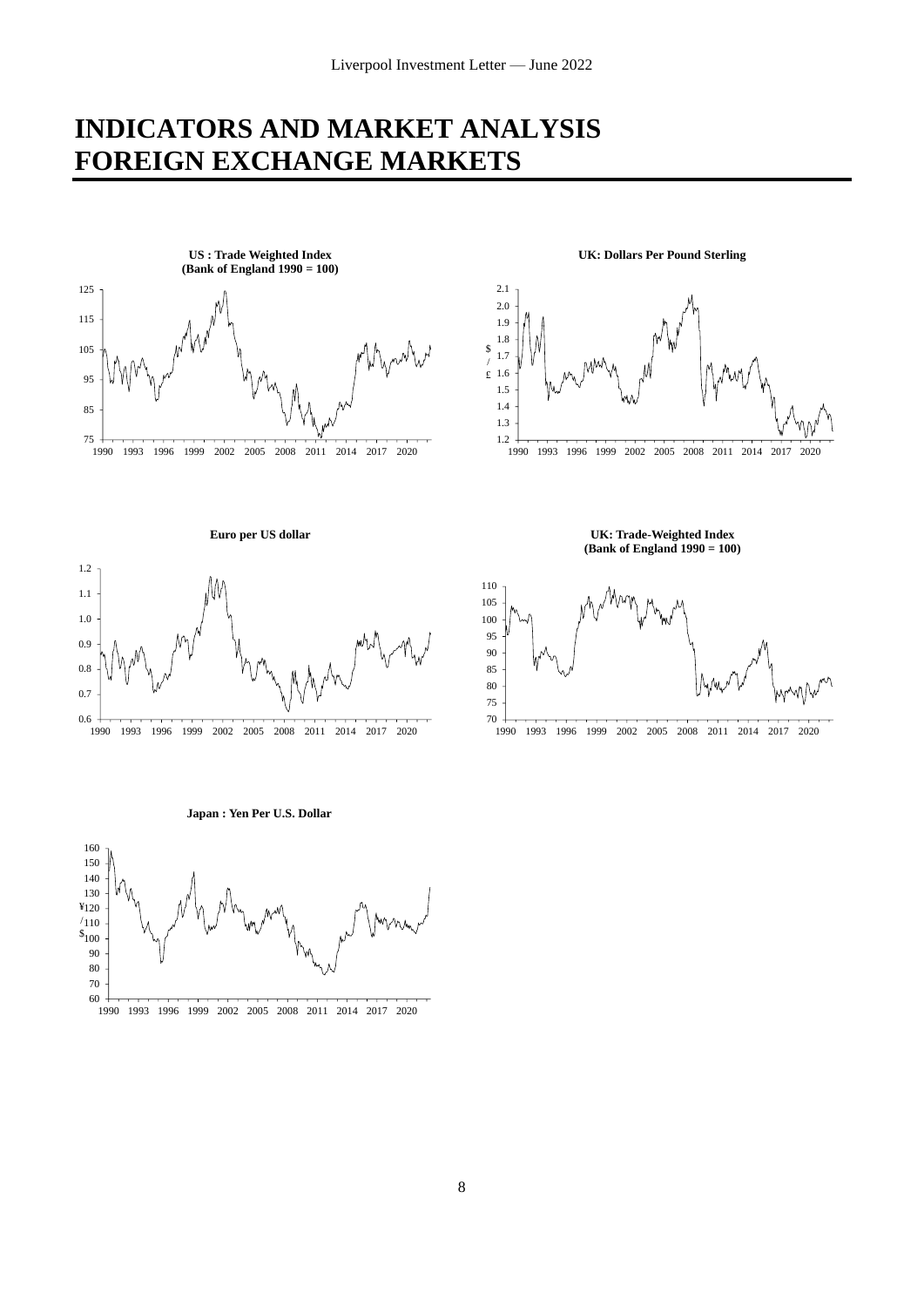# INDICATORS AND MARKET ANALYSIS
# FOREIGN EXCHANGE MARKETS

**US : Trade Weighted Index (Bank of England 1990 = 100)**

**UK: Dollars Per Pound Sterling**

**Euro per US dollar**

**UK: Trade-Weighted Index (Bank of England 1990 = 100)**

**Japan : Yen Per U.S. Dollar**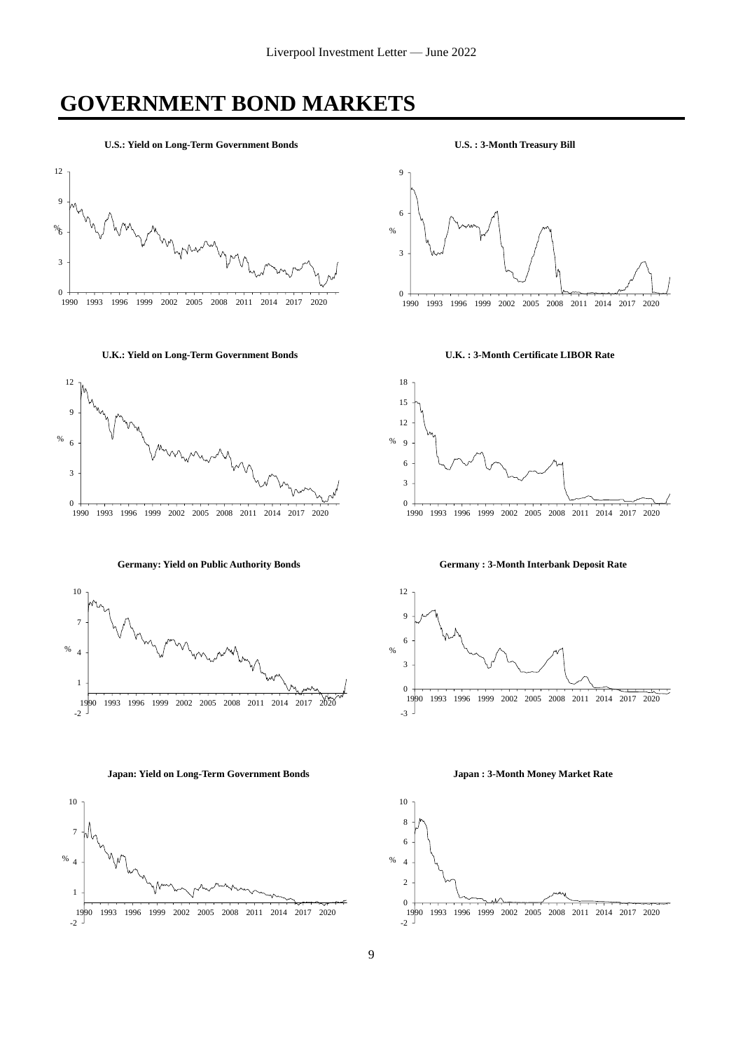# GOVERNMENT BOND MARKETS

**U.S.: Yield on Long-Term Government Bonds**

**U.S. : 3-Month Treasury Bill**

**U.K.: Yield on Long-Term Government Bonds**

**U.K. : 3-Month Certificate LIBOR Rate**

**Germany: Yield on Public Authority Bonds**

**Germany : 3-Month Interbank Deposit Rate**

**Japan: Yield on Long-Term Government Bonds**

**Japan : 3-Month Money Market Rate**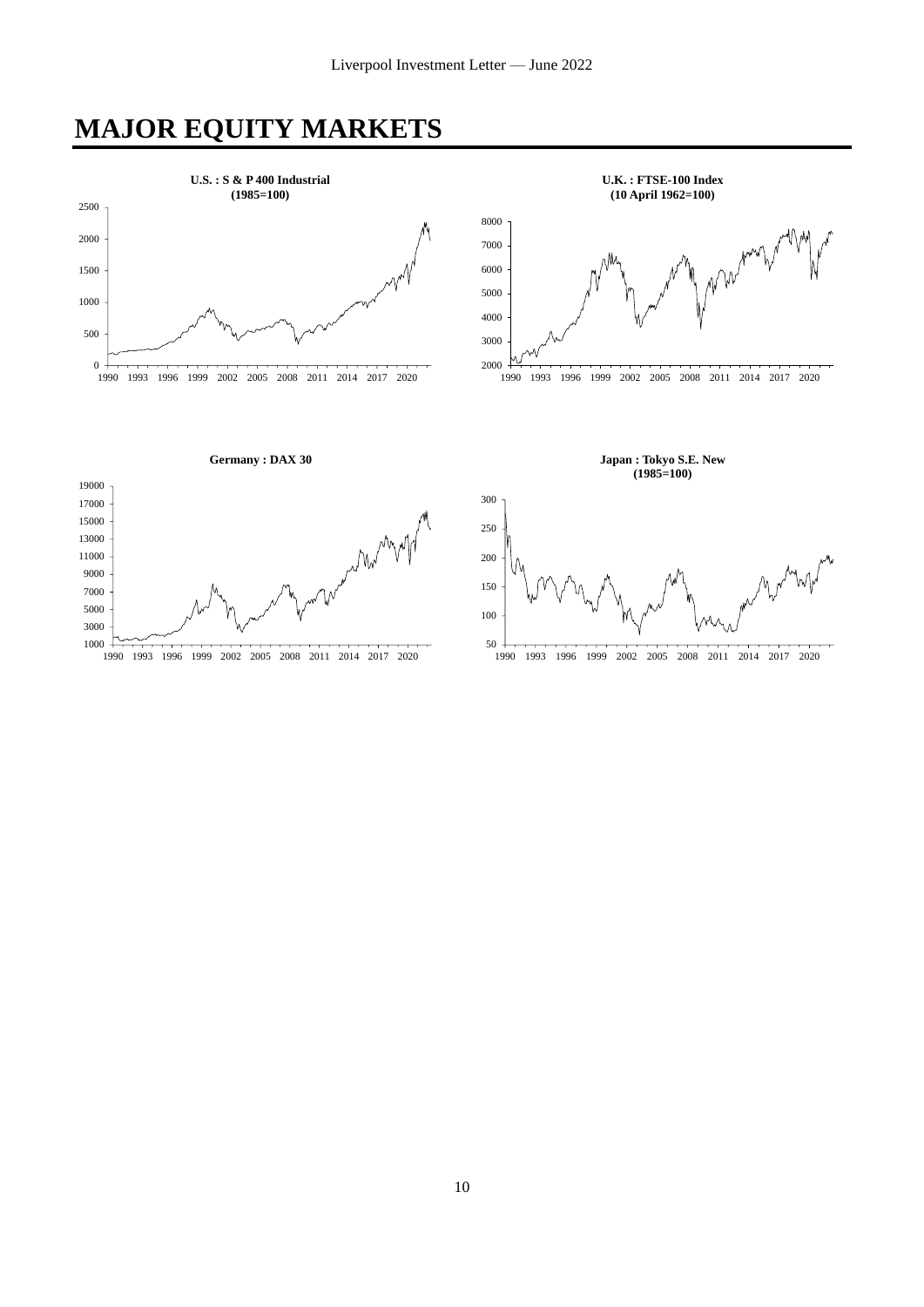# MAJOR EQUITY MARKETS

**U.S. : S & P 400 Industrial (1985=100)**

**U.K. : FTSE-100 Index (10 April 1962=100)**

**Germany : DAX 30**

**Japan : Tokyo S.E. New (1985=100)**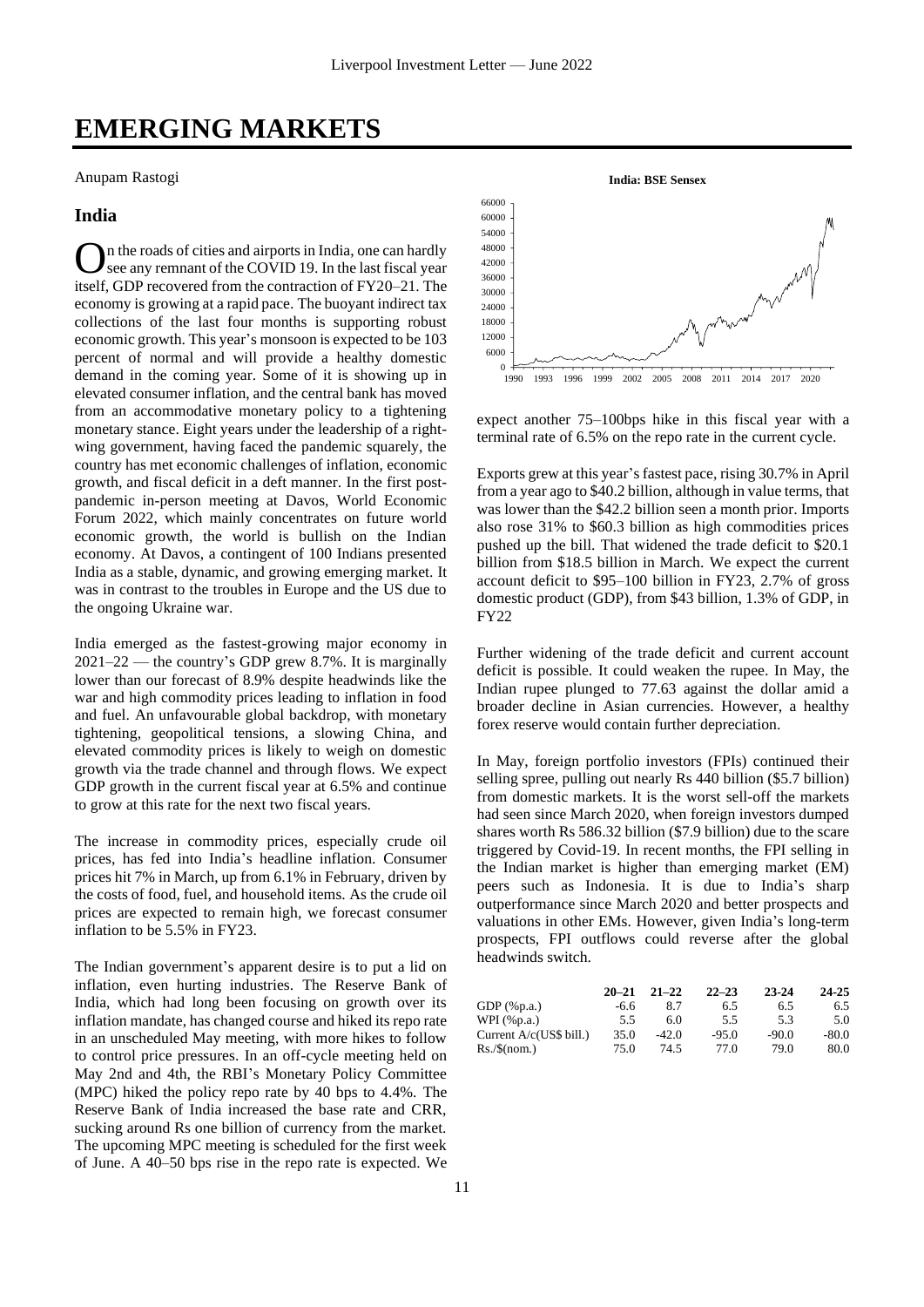# EMERGING MARKETS

Anupam Rastogi

## India

On the roads of cities and airports in India, one can hardly see any remnant of the COVID 19. In the last fiscal year itself, GDP recovered from the contraction of FY20–21. The economy is growing at a rapid pace. The buoyant indirect tax collections of the last four months is supporting robust economic growth. This year's monsoon is expected to be 103 percent of normal and will provide a healthy domestic demand in the coming year. Some of it is showing up in elevated consumer inflation, and the central bank has moved from an accommodative monetary policy to a tightening monetary stance. Eight years under the leadership of a right-wing government, having faced the pandemic squarely, the country has met economic challenges of inflation, economic growth, and fiscal deficit in a deft manner. In the first post-pandemic in-person meeting at Davos, World Economic Forum 2022, which mainly concentrates on future world economic growth, the world is bullish on the Indian economy. At Davos, a contingent of 100 Indians presented India as a stable, dynamic, and growing emerging market. It was in contrast to the troubles in Europe and the US due to the ongoing Ukraine war.

India emerged as the fastest-growing major economy in 2021–22 — the country's GDP grew 8.7%. It is marginally lower than our forecast of 8.9% despite headwinds like the war and high commodity prices leading to inflation in food and fuel. An unfavourable global backdrop, with monetary tightening, geopolitical tensions, a slowing China, and elevated commodity prices is likely to weigh on domestic growth via the trade channel and through flows. We expect GDP growth in the current fiscal year at 6.5% and continue to grow at this rate for the next two fiscal years.

The increase in commodity prices, especially crude oil prices, has fed into India's headline inflation. Consumer prices hit 7% in March, up from 6.1% in February, driven by the costs of food, fuel, and household items. As the crude oil prices are expected to remain high, we forecast consumer inflation to be 5.5% in FY23.

The Indian government's apparent desire is to put a lid on inflation, even hurting industries. The Reserve Bank of India, which had long been focusing on growth over its inflation mandate, has changed course and hiked its repo rate in an unscheduled May meeting, with more hikes to follow to control price pressures. In an off-cycle meeting held on May 2nd and 4th, the RBI's Monetary Policy Committee (MPC) hiked the policy repo rate by 40 bps to 4.4%. The Reserve Bank of India increased the base rate and CRR, sucking around Rs one billion of currency from the market. The upcoming MPC meeting is scheduled for the first week of June. A 40–50 bps rise in the repo rate is expected. We expect another 75–100bps hike in this fiscal year with a terminal rate of 6.5% on the repo rate in the current cycle.

**India: BSE Sensex**

Exports grew at this year's fastest pace, rising 30.7% in April from a year ago to $40.2 billion, although in value terms, that was lower than the $42.2 billion seen a month prior. Imports also rose 31% to $60.3 billion as high commodities prices pushed up the bill. That widened the trade deficit to $20.1 billion from $18.5 billion in March. We expect the current account deficit to $95–100 billion in FY23, 2.7% of gross domestic product (GDP), from $43 billion, 1.3% of GDP, in FY22

Further widening of the trade deficit and current account deficit is possible. It could weaken the rupee. In May, the Indian rupee plunged to 77.63 against the dollar amid a broader decline in Asian currencies. However, a healthy forex reserve would contain further depreciation.

In May, foreign portfolio investors (FPIs) continued their selling spree, pulling out nearly Rs 440 billion ($5.7 billion) from domestic markets. It is the worst sell-off the markets had seen since March 2020, when foreign investors dumped shares worth Rs 586.32 billion ($7.9 billion) due to the scare triggered by Covid-19. In recent months, the FPI selling in the Indian market is higher than emerging market (EM) peers such as Indonesia. It is due to India's sharp outperformance since March 2020 and better prospects and valuations in other EMs. However, given India's long-term prospects, FPI outflows could reverse after the global headwinds switch.

| | 20–21 | 21–22 | 22–23 | 23-24 | 24-25 |
|---|---|---|---|---|---|
| GDP (%p.a.) | -6.6 | 8.7 | 6.5 | 6.5 | 6.5 |
| WPI (%p.a.) | 5.5 | 6.0 | 5.5 | 5.3 | 5.0 |
| Current A/c(US$ bill.) | 35.0 | -42.0 | -95.0 | -90.0 | -80.0 |
| Rs./$(nom.) | 75.0 | 74.5 | 77.0 | 79.0 | 80.0 |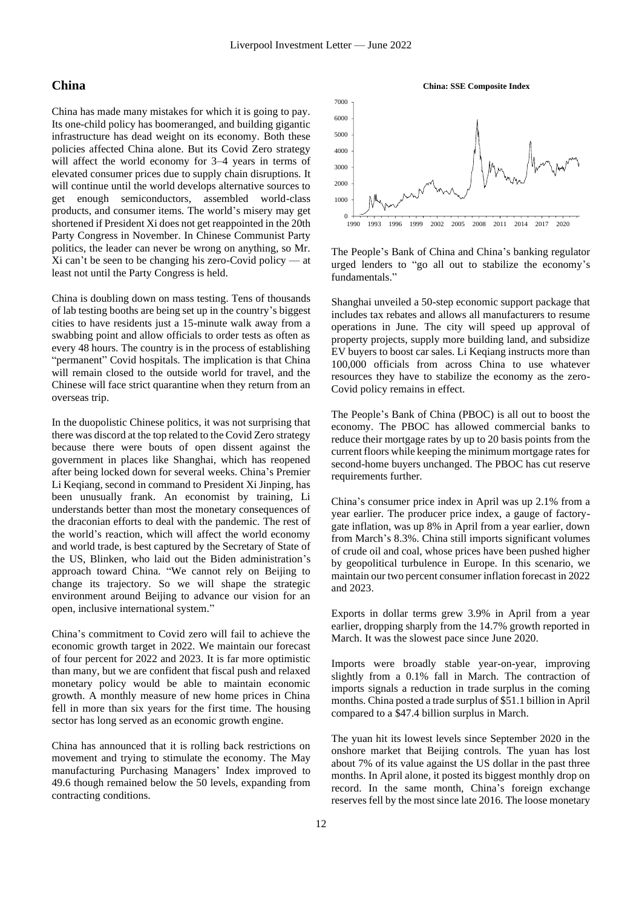## China

China has made many mistakes for which it is going to pay. Its one-child policy has boomeranged, and building gigantic infrastructure has dead weight on its economy. Both these policies affected China alone. But its Covid Zero strategy will affect the world economy for 3–4 years in terms of elevated consumer prices due to supply chain disruptions. It will continue until the world develops alternative sources to get enough semiconductors, assembled world-class products, and consumer items. The world's misery may get shortened if President Xi does not get reappointed in the 20th Party Congress in November. In Chinese Communist Party politics, the leader can never be wrong on anything, so Mr. Xi can't be seen to be changing his zero-Covid policy — at least not until the Party Congress is held.

China is doubling down on mass testing. Tens of thousands of lab testing booths are being set up in the country's biggest cities to have residents just a 15-minute walk away from a swabbing point and allow officials to order tests as often as every 48 hours. The country is in the process of establishing "permanent" Covid hospitals. The implication is that China will remain closed to the outside world for travel, and the Chinese will face strict quarantine when they return from an overseas trip.

In the duopolistic Chinese politics, it was not surprising that there was discord at the top related to the Covid Zero strategy because there were bouts of open dissent against the government in places like Shanghai, which has reopened after being locked down for several weeks. China's Premier Li Keqiang, second in command to President Xi Jinping, has been unusually frank. An economist by training, Li understands better than most the monetary consequences of the draconian efforts to deal with the pandemic. The rest of the world's reaction, which will affect the world economy and world trade, is best captured by the Secretary of State of the US, Blinken, who laid out the Biden administration's approach toward China. "We cannot rely on Beijing to change its trajectory. So we will shape the strategic environment around Beijing to advance our vision for an open, inclusive international system."

China's commitment to Covid zero will fail to achieve the economic growth target in 2022. We maintain our forecast of four percent for 2022 and 2023. It is far more optimistic than many, but we are confident that fiscal push and relaxed monetary policy would be able to maintain economic growth. A monthly measure of new home prices in China fell in more than six years for the first time. The housing sector has long served as an economic growth engine.

China has announced that it is rolling back restrictions on movement and trying to stimulate the economy. The May manufacturing Purchasing Managers' Index improved to 49.6 though remained below the 50 levels, expanding from contracting conditions.

**China: SSE Composite Index**

The People's Bank of China and China's banking regulator urged lenders to "go all out to stabilize the economy's fundamentals."

Shanghai unveiled a 50-step economic support package that includes tax rebates and allows all manufacturers to resume operations in June. The city will speed up approval of property projects, supply more building land, and subsidize EV buyers to boost car sales. Li Keqiang instructs more than 100,000 officials from across China to use whatever resources they have to stabilize the economy as the zero-Covid policy remains in effect.

The People's Bank of China (PBOC) is all out to boost the economy. The PBOC has allowed commercial banks to reduce their mortgage rates by up to 20 basis points from the current floors while keeping the minimum mortgage rates for second-home buyers unchanged. The PBOC has cut reserve requirements further.

China's consumer price index in April was up 2.1% from a year earlier. The producer price index, a gauge of factory-gate inflation, was up 8% in April from a year earlier, down from March's 8.3%. China still imports significant volumes of crude oil and coal, whose prices have been pushed higher by geopolitical turbulence in Europe. In this scenario, we maintain our two percent consumer inflation forecast in 2022 and 2023.

Exports in dollar terms grew 3.9% in April from a year earlier, dropping sharply from the 14.7% growth reported in March. It was the slowest pace since June 2020.

Imports were broadly stable year-on-year, improving slightly from a 0.1% fall in March. The contraction of imports signals a reduction in trade surplus in the coming months. China posted a trade surplus of $51.1 billion in April compared to a $47.4 billion surplus in March.

The yuan hit its lowest levels since September 2020 in the onshore market that Beijing controls. The yuan has lost about 7% of its value against the US dollar in the past three months. In April alone, it posted its biggest monthly drop on record. In the same month, China's foreign exchange reserves fell by the most since late 2016. The loose monetary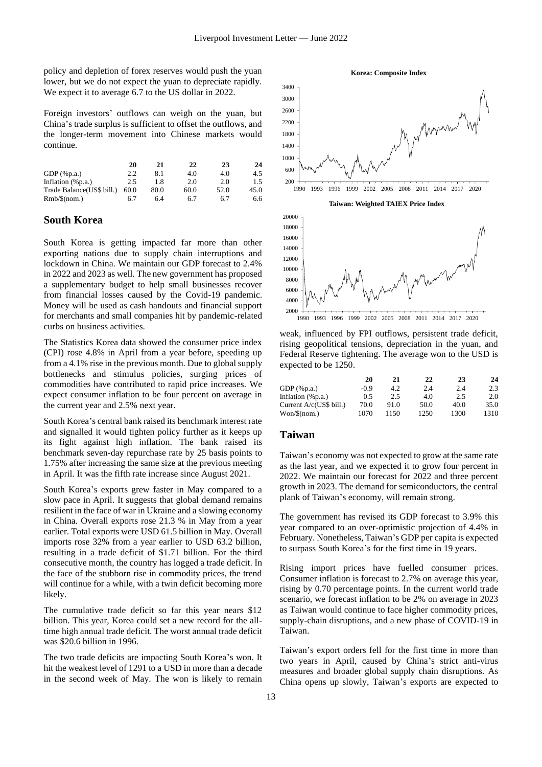policy and depletion of forex reserves would push the yuan lower, but we do not expect the yuan to depreciate rapidly. We expect it to average 6.7 to the US dollar in 2022.

Foreign investors' outflows can weigh on the yuan, but China's trade surplus is sufficient to offset the outflows, and the longer-term movement into Chinese markets would continue.

| | 20 | 21 | 22 | 23 | 24 |
|---|---|---|---|---|---|
| GDP (%p.a.) | 2.2 | 8.1 | 4.0 | 4.0 | 4.5 |
| Inflation (%p.a.) | 2.5 | 1.8 | 2.0 | 2.0 | 1.5 |
| Trade Balance(US$ bill.) | 60.0 | 80.0 | 60.0 | 52.0 | 45.0 |
| Rmb/$(nom.) | 6.7 | 6.4 | 6.7 | 6.7 | 6.6 |

## South Korea

South Korea is getting impacted far more than other exporting nations due to supply chain interruptions and lockdown in China. We maintain our GDP forecast to 2.4% in 2022 and 2023 as well. The new government has proposed a supplementary budget to help small businesses recover from financial losses caused by the Covid-19 pandemic. Money will be used as cash handouts and financial support for merchants and small companies hit by pandemic-related curbs on business activities.

The Statistics Korea data showed the consumer price index (CPI) rose 4.8% in April from a year before, speeding up from a 4.1% rise in the previous month. Due to global supply bottlenecks and stimulus policies, surging prices of commodities have contributed to rapid price increases. We expect consumer inflation to be four percent on average in the current year and 2.5% next year.

South Korea's central bank raised its benchmark interest rate and signalled it would tighten policy further as it keeps up its fight against high inflation. The bank raised its benchmark seven-day repurchase rate by 25 basis points to 1.75% after increasing the same size at the previous meeting in April. It was the fifth rate increase since August 2021.

South Korea's exports grew faster in May compared to a slow pace in April. It suggests that global demand remains resilient in the face of war in Ukraine and a slowing economy in China. Overall exports rose 21.3 % in May from a year earlier. Total exports were USD 61.5 billion in May. Overall imports rose 32% from a year earlier to USD 63.2 billion, resulting in a trade deficit of $1.71 billion. For the third consecutive month, the country has logged a trade deficit. In the face of the stubborn rise in commodity prices, the trend will continue for a while, with a twin deficit becoming more likely.

The cumulative trade deficit so far this year nears $12 billion. This year, Korea could set a new record for the all-time high annual trade deficit. The worst annual trade deficit was $20.6 billion in 1996.

The two trade deficits are impacting South Korea's won. It hit the weakest level of 1291 to a USD in more than a decade in the second week of May. The won is likely to remain weak, influenced by FPI outflows, persistent trade deficit, rising geopolitical tensions, depreciation in the yuan, and Federal Reserve tightening. The average won to the USD is expected to be 1250.

**Korea: Composite Index**

**Taiwan: Weighted TAIEX Price Index**

| | 20 | 21 | 22 | 23 | 24 |
|---|---|---|---|---|---|
| GDP (%p.a.) | -0.9 | 4.2 | 2.4 | 2.4 | 2.3 |
| Inflation (%p.a.) | 0.5 | 2.5 | 4.0 | 2.5 | 2.0 |
| Current A/c(US$ bill.) | 70.0 | 91.0 | 50.0 | 40.0 | 35.0 |
| Won/$(nom.) | 1070 | 1150 | 1250 | 1300 | 1310 |

## Taiwan

Taiwan's economy was not expected to grow at the same rate as the last year, and we expected it to grow four percent in 2022. We maintain our forecast for 2022 and three percent growth in 2023. The demand for semiconductors, the central plank of Taiwan's economy, will remain strong.

The government has revised its GDP forecast to 3.9% this year compared to an over-optimistic projection of 4.4% in February. Nonetheless, Taiwan's GDP per capita is expected to surpass South Korea's for the first time in 19 years.

Rising import prices have fuelled consumer prices. Consumer inflation is forecast to 2.7% on average this year, rising by 0.70 percentage points. In the current world trade scenario, we forecast inflation to be 2% on average in 2023 as Taiwan would continue to face higher commodity prices, supply-chain disruptions, and a new phase of COVID-19 in Taiwan.

Taiwan's export orders fell for the first time in more than two years in April, caused by China's strict anti-virus measures and broader global supply chain disruptions. As China opens up slowly, Taiwan's exports are expected to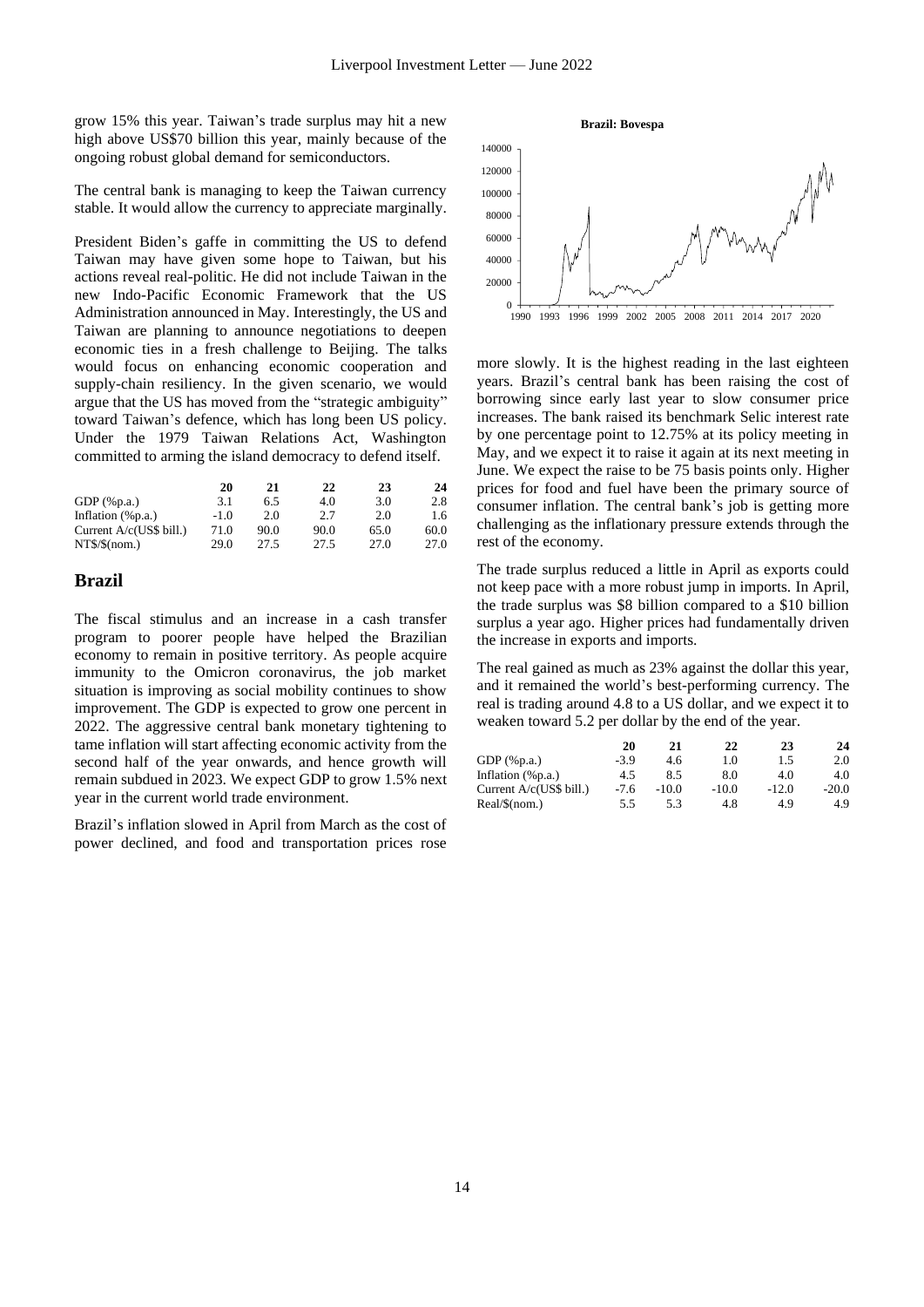grow 15% this year. Taiwan's trade surplus may hit a new high above US$70 billion this year, mainly because of the ongoing robust global demand for semiconductors.

The central bank is managing to keep the Taiwan currency stable. It would allow the currency to appreciate marginally.

President Biden's gaffe in committing the US to defend Taiwan may have given some hope to Taiwan, but his actions reveal real-politic. He did not include Taiwan in the new Indo-Pacific Economic Framework that the US Administration announced in May. Interestingly, the US and Taiwan are planning to announce negotiations to deepen economic ties in a fresh challenge to Beijing. The talks would focus on enhancing economic cooperation and supply-chain resiliency. In the given scenario, we would argue that the US has moved from the "strategic ambiguity" toward Taiwan's defence, which has long been US policy. Under the 1979 Taiwan Relations Act, Washington committed to arming the island democracy to defend itself.

| | **20** | **21** | **22** | **23** | **24** |
|---|---|---|---|---|---|
| GDP (%p.a.) | 3.1 | 6.5 | 4.0 | 3.0 | 2.8 |
| Inflation (%p.a.) | -1.0 | 2.0 | 2.7 | 2.0 | 1.6 |
| Current A/c(US$ bill.) | 71.0 | 90.0 | 90.0 | 65.0 | 60.0 |
| NT$/$(nom.) | 29.0 | 27.5 | 27.5 | 27.0 | 27.0 |

## Brazil

The fiscal stimulus and an increase in a cash transfer program to poorer people have helped the Brazilian economy to remain in positive territory. As people acquire immunity to the Omicron coronavirus, the job market situation is improving as social mobility continues to show improvement. The GDP is expected to grow one percent in 2022. The aggressive central bank monetary tightening to tame inflation will start affecting economic activity from the second half of the year onwards, and hence growth will remain subdued in 2023. We expect GDP to grow 1.5% next year in the current world trade environment.

Brazil's inflation slowed in April from March as the cost of power declined, and food and transportation prices rose more slowly. It is the highest reading in the last eighteen years. Brazil's central bank has been raising the cost of borrowing since early last year to slow consumer price increases. The bank raised its benchmark Selic interest rate by one percentage point to 12.75% at its policy meeting in May, and we expect it to raise it again at its next meeting in June. We expect the raise to be 75 basis points only. Higher prices for food and fuel have been the primary source of consumer inflation. The central bank's job is getting more challenging as the inflationary pressure extends through the rest of the economy.

**Brazil: Bovespa**

The trade surplus reduced a little in April as exports could not keep pace with a more robust jump in imports. In April, the trade surplus was $8 billion compared to a $10 billion surplus a year ago. Higher prices had fundamentally driven the increase in exports and imports.

The real gained as much as 23% against the dollar this year, and it remained the world's best-performing currency. The real is trading around 4.8 to a US dollar, and we expect it to weaken toward 5.2 per dollar by the end of the year.

| | **20** | **21** | **22** | **23** | **24** |
|---|---|---|---|---|---|
| GDP (%p.a.) | -3.9 | 4.6 | 1.0 | 1.5 | 2.0 |
| Inflation (%p.a.) | 4.5 | 8.5 | 8.0 | 4.0 | 4.0 |
| Current A/c(US$ bill.) | -7.6 | -10.0 | -10.0 | -12.0 | -20.0 |
| Real/$(nom.) | 5.5 | 5.3 | 4.8 | 4.9 | 4.9 |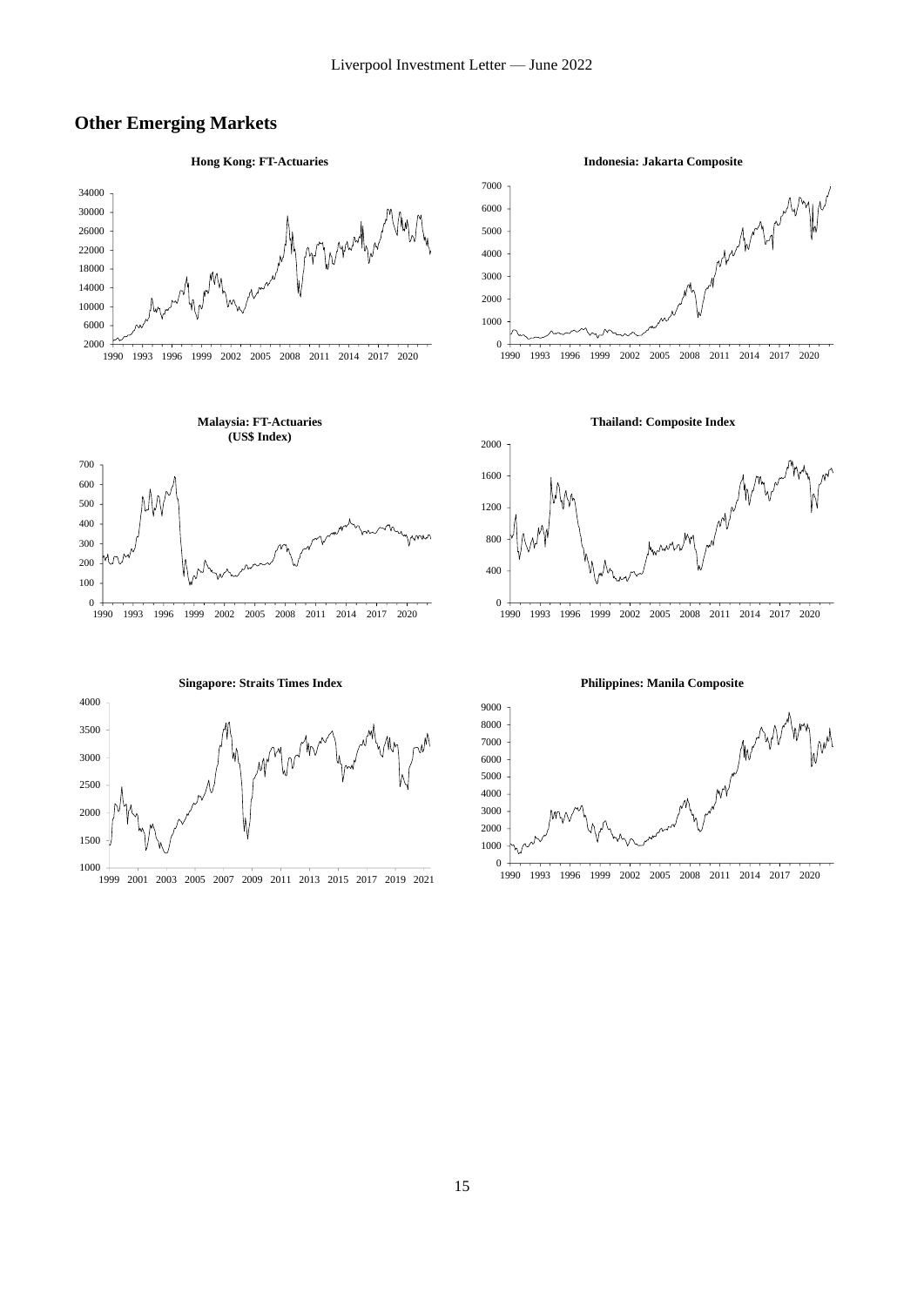## Other Emerging Markets

**Hong Kong: FT-Actuaries**

**Indonesia: Jakarta Composite**

**Malaysia: FT-Actuaries (US$ Index)**

**Thailand: Composite Index**

**Singapore: Straits Times Index**

**Philippines: Manila Composite**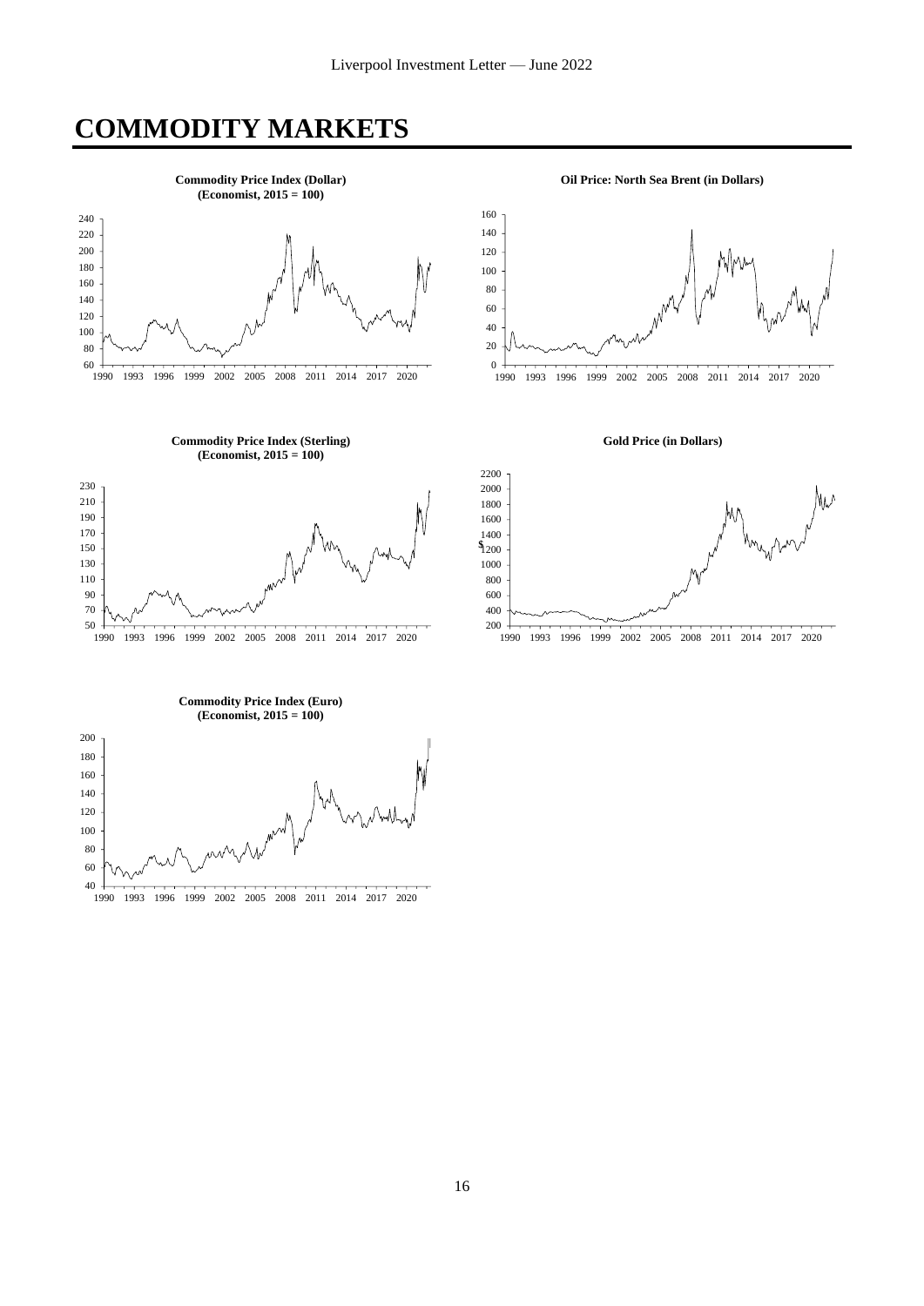# COMMODITY MARKETS

**Commodity Price Index (Dollar)**
**(Economist, 2015 = 100)**

**Oil Price: North Sea Brent (in Dollars)**

**Commodity Price Index (Sterling)**
**(Economist, 2015 = 100)**

**Gold Price (in Dollars)**

**Commodity Price Index (Euro)**
**(Economist, 2015 = 100)**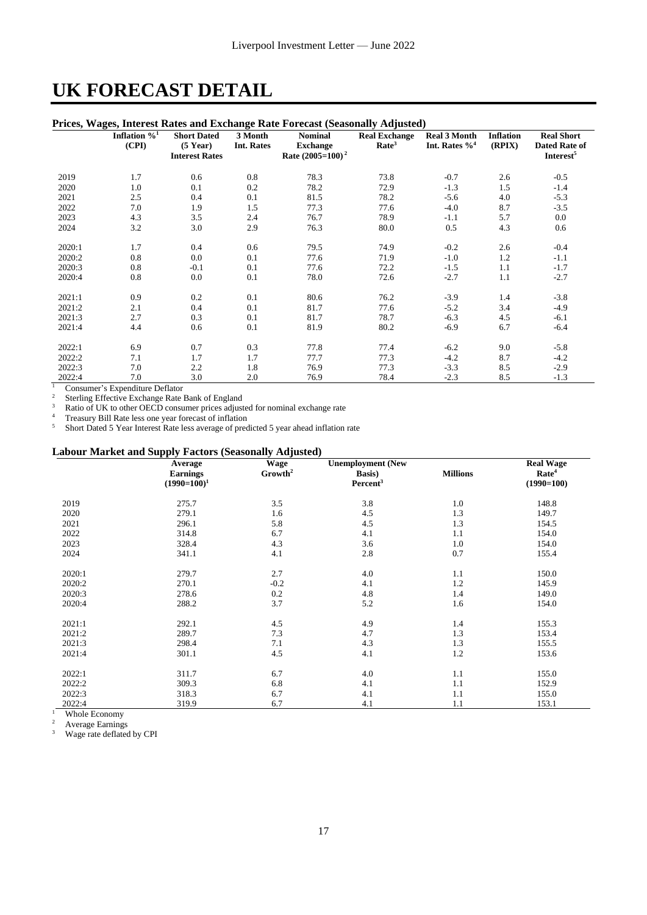# UK FORECAST DETAIL

### Prices, Wages, Interest Rates and Exchange Rate Forecast (Seasonally Adjusted)

| | Inflation %[1] (CPI) | Short Dated (5 Year) Interest Rates | 3 Month Int. Rates | Nominal Exchange Rate (2005=100)[2] | Real Exchange Rate[3] | Real 3 Month Int. Rates %[4] | Inflation (RPIX) | Real Short Dated Rate of Interest[5] |
|---|---|---|---|---|---|---|---|---|
| 2019 | 1.7 | 0.6 | 0.8 | 78.3 | 73.8 | -0.7 | 2.6 | -0.5 |
| 2020 | 1.0 | 0.1 | 0.2 | 78.2 | 72.9 | -1.3 | 1.5 | -1.4 |
| 2021 | 2.5 | 0.4 | 0.1 | 81.5 | 78.2 | -5.6 | 4.0 | -5.3 |
| 2022 | 7.0 | 1.9 | 1.5 | 77.3 | 77.6 | -4.0 | 8.7 | -3.5 |
| 2023 | 4.3 | 3.5 | 2.4 | 76.7 | 78.9 | -1.1 | 5.7 | 0.0 |
| 2024 | 3.2 | 3.0 | 2.9 | 76.3 | 80.0 | 0.5 | 4.3 | 0.6 |
| 2020:1 | 1.7 | 0.4 | 0.6 | 79.5 | 74.9 | -0.2 | 2.6 | -0.4 |
| 2020:2 | 0.8 | 0.0 | 0.1 | 77.6 | 71.9 | -1.0 | 1.2 | -1.1 |
| 2020:3 | 0.8 | -0.1 | 0.1 | 77.6 | 72.2 | -1.5 | 1.1 | -1.7 |
| 2020:4 | 0.8 | 0.0 | 0.1 | 78.0 | 72.6 | -2.7 | 1.1 | -2.7 |
| 2021:1 | 0.9 | 0.2 | 0.1 | 80.6 | 76.2 | -3.9 | 1.4 | -3.8 |
| 2021:2 | 2.1 | 0.4 | 0.1 | 81.7 | 77.6 | -5.2 | 3.4 | -4.9 |
| 2021:3 | 2.7 | 0.3 | 0.1 | 81.7 | 78.7 | -6.3 | 4.5 | -6.1 |
| 2021:4 | 4.4 | 0.6 | 0.1 | 81.9 | 80.2 | -6.9 | 6.7 | -6.4 |
| 2022:1 | 6.9 | 0.7 | 0.3 | 77.8 | 77.4 | -6.2 | 9.0 | -5.8 |
| 2022:2 | 7.1 | 1.7 | 1.7 | 77.7 | 77.3 | -4.2 | 8.7 | -4.2 |
| 2022:3 | 7.0 | 2.2 | 1.8 | 76.9 | 77.3 | -3.3 | 8.5 | -2.9 |
| 2022:4 | 7.0 | 3.0 | 2.0 | 76.9 | 78.4 | -2.3 | 8.5 | -1.3 |

[1] Consumer's Expenditure Deflator
[2] Sterling Effective Exchange Rate Bank of England
[3] Ratio of UK to other OECD consumer prices adjusted for nominal exchange rate
[4] Treasury Bill Rate less one year forecast of inflation
[5] Short Dated 5 Year Interest Rate less average of predicted 5 year ahead inflation rate

### Labour Market and Supply Factors (Seasonally Adjusted)

| | Average Earnings (1990=100)[1] | Wage Growth[2] | Unemployment (New Basis) Percent[3] | Millions | Real Wage Rate[4] (1990=100) |
|---|---|---|---|---|---|
| 2019 | 275.7 | 3.5 | 3.8 | 1.0 | 148.8 |
| 2020 | 279.1 | 1.6 | 4.5 | 1.3 | 149.7 |
| 2021 | 296.1 | 5.8 | 4.5 | 1.3 | 154.5 |
| 2022 | 314.8 | 6.7 | 4.1 | 1.1 | 154.0 |
| 2023 | 328.4 | 4.3 | 3.6 | 1.0 | 154.0 |
| 2024 | 341.1 | 4.1 | 2.8 | 0.7 | 155.4 |
| 2020:1 | 279.7 | 2.7 | 4.0 | 1.1 | 150.0 |
| 2020:2 | 270.1 | -0.2 | 4.1 | 1.2 | 145.9 |
| 2020:3 | 278.6 | 0.2 | 4.8 | 1.4 | 149.0 |
| 2020:4 | 288.2 | 3.7 | 5.2 | 1.6 | 154.0 |
| 2021:1 | 292.1 | 4.5 | 4.9 | 1.4 | 155.3 |
| 2021:2 | 289.7 | 7.3 | 4.7 | 1.3 | 153.4 |
| 2021:3 | 298.4 | 7.1 | 4.3 | 1.3 | 155.5 |
| 2021:4 | 301.1 | 4.5 | 4.1 | 1.2 | 153.6 |
| 2022:1 | 311.7 | 6.7 | 4.0 | 1.1 | 155.0 |
| 2022:2 | 309.3 | 6.8 | 4.1 | 1.1 | 152.9 |
| 2022:3 | 318.3 | 6.7 | 4.1 | 1.1 | 155.0 |
| 2022:4 | 319.9 | 6.7 | 4.1 | 1.1 | 153.1 |

[1] Whole Economy
[2] Average Earnings
[3] Wage rate deflated by CPI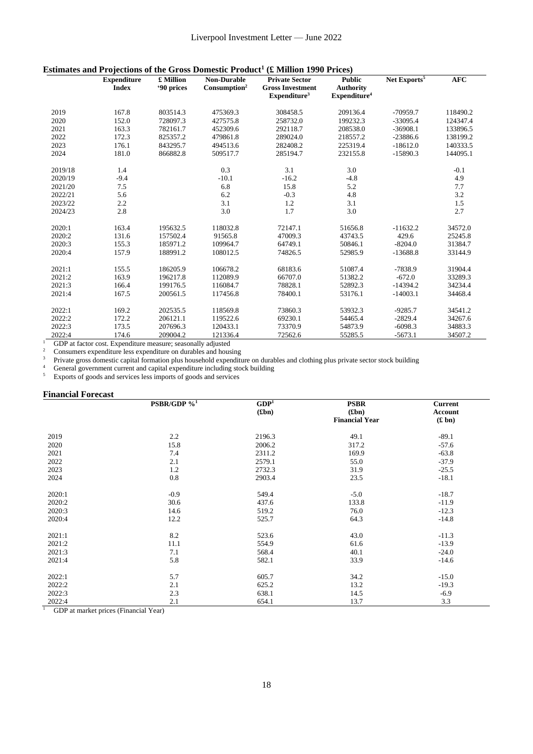## Estimates and Projections of the Gross Domestic Product[1] (£ Million 1990 Prices)

| | Expenditure Index | £ Million '90 prices | Non-Durable Consumption[2] | Private Sector Gross Investment Expenditure[3] | Public Authority Expenditure[4] | Net Exports[5] | AFC |
|---|---|---|---|---|---|---|---|
| 2019 | 167.8 | 803514.3 | 475369.3 | 308458.5 | 209136.4 | -70959.7 | 118490.2 |
| 2020 | 152.0 | 728097.3 | 427575.8 | 258732.0 | 199232.3 | -33095.4 | 124347.4 |
| 2021 | 163.3 | 782161.7 | 452309.6 | 292118.7 | 208538.0 | -36908.1 | 133896.5 |
| 2022 | 172.3 | 825357.2 | 479861.8 | 289024.0 | 218557.2 | -23886.6 | 138199.2 |
| 2023 | 176.1 | 843295.7 | 494513.6 | 282408.2 | 225319.4 | -18612.0 | 140333.5 |
| 2024 | 181.0 | 866882.8 | 509517.7 | 285194.7 | 232155.8 | -15890.3 | 144095.1 |
| 2019/18 | 1.4 | | 0.3 | 3.1 | 3.0 | | -0.1 |
| 2020/19 | -9.4 | | -10.1 | -16.2 | -4.8 | | 4.9 |
| 2021/20 | 7.5 | | 6.8 | 15.8 | 5.2 | | 7.7 |
| 2022/21 | 5.6 | | 6.2 | -0.3 | 4.8 | | 3.2 |
| 2023/22 | 2.2 | | 3.1 | 1.2 | 3.1 | | 1.5 |
| 2024/23 | 2.8 | | 3.0 | 1.7 | 3.0 | | 2.7 |
| 2020:1 | 163.4 | 195632.5 | 118032.8 | 72147.1 | 51656.8 | -11632.2 | 34572.0 |
| 2020:2 | 131.6 | 157502.4 | 91565.8 | 47009.3 | 43743.5 | 429.6 | 25245.8 |
| 2020:3 | 155.3 | 185971.2 | 109964.7 | 64749.1 | 50846.1 | -8204.0 | 31384.7 |
| 2020:4 | 157.9 | 188991.2 | 108012.5 | 74826.5 | 52985.9 | -13688.8 | 33144.9 |
| 2021:1 | 155.5 | 186205.9 | 106678.2 | 68183.6 | 51087.4 | -7838.9 | 31904.4 |
| 2021:2 | 163.9 | 196217.8 | 112089.9 | 66707.0 | 51382.2 | -672.0 | 33289.3 |
| 2021:3 | 166.4 | 199176.5 | 116084.7 | 78828.1 | 52892.3 | -14394.2 | 34234.4 |
| 2021:4 | 167.5 | 200561.5 | 117456.8 | 78400.1 | 53176.1 | -14003.1 | 34468.4 |
| 2022:1 | 169.2 | 202535.5 | 118569.8 | 73860.3 | 53932.3 | -9285.7 | 34541.2 |
| 2022:2 | 172.2 | 206121.1 | 119522.6 | 69230.1 | 54465.4 | -2829.4 | 34267.6 |
| 2022:3 | 173.5 | 207696.3 | 120433.1 | 73370.9 | 54873.9 | -6098.3 | 34883.3 |
| 2022:4 | 174.6 | 209004.2 | 121336.4 | 72562.6 | 55285.5 | -5673.1 | 34507.2 |

[1] GDP at factor cost. Expenditure measure; seasonally adjusted
[2] Consumers expenditure less expenditure on durables and housing
[3] Private gross domestic capital formation plus household expenditure on durables and clothing plus private sector stock building
[4] General government current and capital expenditure including stock building
[5] Exports of goods and services less imports of goods and services

## Financial Forecast

| | PSBR/GDP %[1] | GDP[1] (£bn) | PSBR (£bn) Financial Year | Current Account (£ bn) |
|---|---|---|---|---|
| 2019 | 2.2 | 2196.3 | 49.1 | -89.1 |
| 2020 | 15.8 | 2006.2 | 317.2 | -57.6 |
| 2021 | 7.4 | 2311.2 | 169.9 | -63.8 |
| 2022 | 2.1 | 2579.1 | 55.0 | -37.9 |
| 2023 | 1.2 | 2732.3 | 31.9 | -25.5 |
| 2024 | 0.8 | 2903.4 | 23.5 | -18.1 |
| 2020:1 | -0.9 | 549.4 | -5.0 | -18.7 |
| 2020:2 | 30.6 | 437.6 | 133.8 | -11.9 |
| 2020:3 | 14.6 | 519.2 | 76.0 | -12.3 |
| 2020:4 | 12.2 | 525.7 | 64.3 | -14.8 |
| 2021:1 | 8.2 | 523.6 | 43.0 | -11.3 |
| 2021:2 | 11.1 | 554.9 | 61.6 | -13.9 |
| 2021:3 | 7.1 | 568.4 | 40.1 | -24.0 |
| 2021:4 | 5.8 | 582.1 | 33.9 | -14.6 |
| 2022:1 | 5.7 | 605.7 | 34.2 | -15.0 |
| 2022:2 | 2.1 | 625.2 | 13.2 | -19.3 |
| 2022:3 | 2.3 | 638.1 | 14.5 | -6.9 |
| 2022:4 | 2.1 | 654.1 | 13.7 | 3.3 |

[1] GDP at market prices (Financial Year)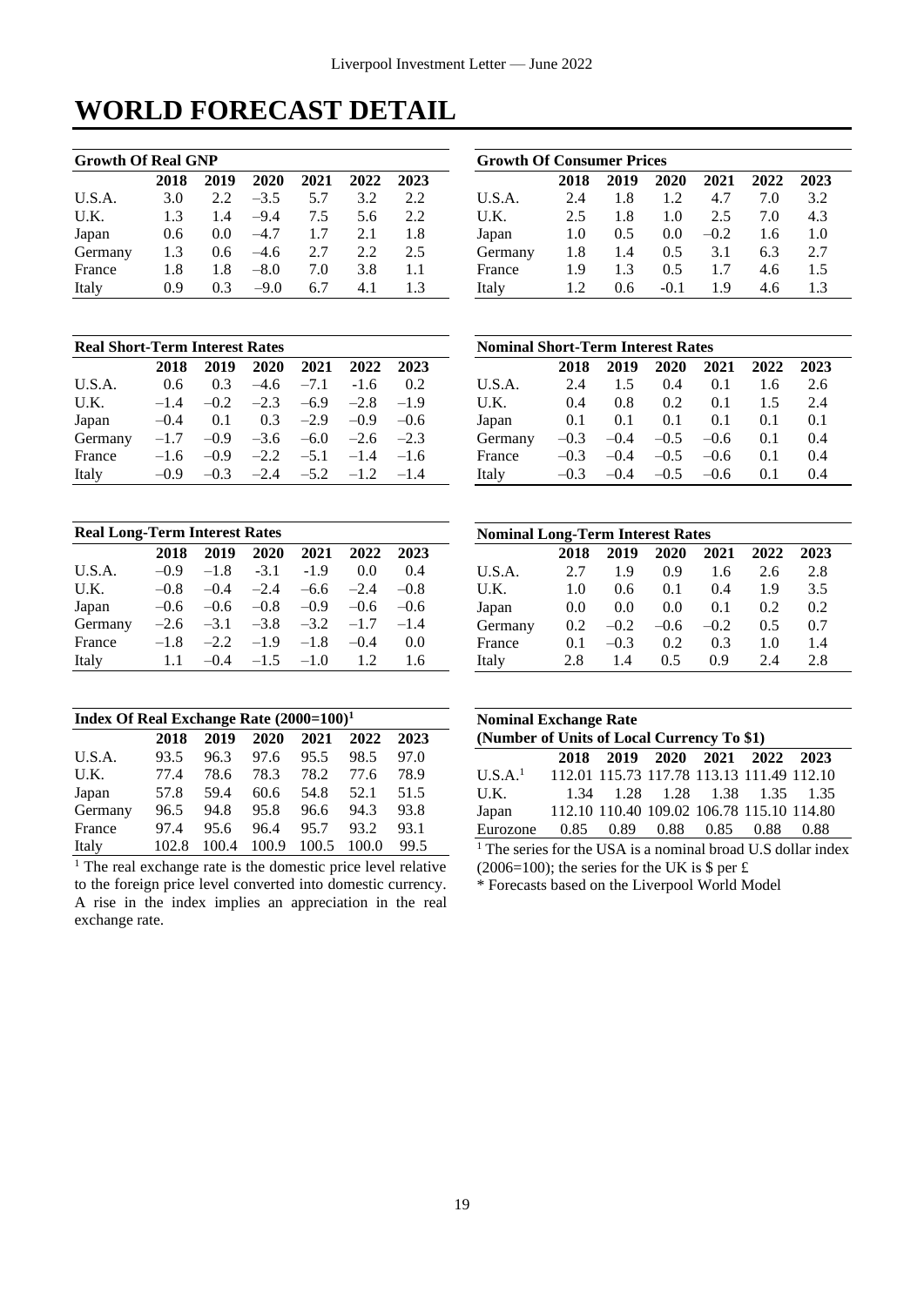# WORLD FORECAST DETAIL

| Growth Of Real GNP | 2018 | 2019 | 2020 | 2021 | 2022 | 2023 |
|---|---|---|---|---|---|---|
| U.S.A. | 3.0 | 2.2 | –3.5 | 5.7 | 3.2 | 2.2 |
| U.K. | 1.3 | 1.4 | –9.4 | 7.5 | 5.6 | 2.2 |
| Japan | 0.6 | 0.0 | –4.7 | 1.7 | 2.1 | 1.8 |
| Germany | 1.3 | 0.6 | –4.6 | 2.7 | 2.2 | 2.5 |
| France | 1.8 | 1.8 | –8.0 | 7.0 | 3.8 | 1.1 |
| Italy | 0.9 | 0.3 | –9.0 | 6.7 | 4.1 | 1.3 |

| Growth Of Consumer Prices | 2018 | 2019 | 2020 | 2021 | 2022 | 2023 |
|---|---|---|---|---|---|---|
| U.S.A. | 2.4 | 1.8 | 1.2 | 4.7 | 7.0 | 3.2 |
| U.K. | 2.5 | 1.8 | 1.0 | 2.5 | 7.0 | 4.3 |
| Japan | 1.0 | 0.5 | 0.0 | –0.2 | 1.6 | 1.0 |
| Germany | 1.8 | 1.4 | 0.5 | 3.1 | 6.3 | 2.7 |
| France | 1.9 | 1.3 | 0.5 | 1.7 | 4.6 | 1.5 |
| Italy | 1.2 | 0.6 | -0.1 | 1.9 | 4.6 | 1.3 |

| Real Short-Term Interest Rates | 2018 | 2019 | 2020 | 2021 | 2022 | 2023 |
|---|---|---|---|---|---|---|
| U.S.A. | 0.6 | 0.3 | –4.6 | –7.1 | -1.6 | 0.2 |
| U.K. | –1.4 | –0.2 | –2.3 | –6.9 | –2.8 | –1.9 |
| Japan | –0.4 | 0.1 | 0.3 | –2.9 | –0.9 | –0.6 |
| Germany | –1.7 | –0.9 | –3.6 | –6.0 | –2.6 | –2.3 |
| France | –1.6 | –0.9 | –2.2 | –5.1 | –1.4 | –1.6 |
| Italy | –0.9 | –0.3 | –2.4 | –5.2 | –1.2 | –1.4 |

| Nominal Short-Term Interest Rates | 2018 | 2019 | 2020 | 2021 | 2022 | 2023 |
|---|---|---|---|---|---|---|
| U.S.A. | 2.4 | 1.5 | 0.4 | 0.1 | 1.6 | 2.6 |
| U.K. | 0.4 | 0.8 | 0.2 | 0.1 | 1.5 | 2.4 |
| Japan | 0.1 | 0.1 | 0.1 | 0.1 | 0.1 | 0.1 |
| Germany | –0.3 | –0.4 | –0.5 | –0.6 | 0.1 | 0.4 |
| France | –0.3 | –0.4 | –0.5 | –0.6 | 0.1 | 0.4 |
| Italy | –0.3 | –0.4 | –0.5 | –0.6 | 0.1 | 0.4 |

| Real Long-Term Interest Rates | 2018 | 2019 | 2020 | 2021 | 2022 | 2023 |
|---|---|---|---|---|---|---|
| U.S.A. | –0.9 | –1.8 | -3.1 | -1.9 | 0.0 | 0.4 |
| U.K. | –0.8 | –0.4 | –2.4 | –6.6 | –2.4 | –0.8 |
| Japan | –0.6 | –0.6 | –0.8 | –0.9 | –0.6 | –0.6 |
| Germany | –2.6 | –3.1 | –3.8 | –3.2 | –1.7 | –1.4 |
| France | –1.8 | –2.2 | –1.9 | –1.8 | –0.4 | 0.0 |
| Italy | 1.1 | –0.4 | –1.5 | –1.0 | 1.2 | 1.6 |

| Nominal Long-Term Interest Rates | 2018 | 2019 | 2020 | 2021 | 2022 | 2023 |
|---|---|---|---|---|---|---|
| U.S.A. | 2.7 | 1.9 | 0.9 | 1.6 | 2.6 | 2.8 |
| U.K. | 1.0 | 0.6 | 0.1 | 0.4 | 1.9 | 3.5 |
| Japan | 0.0 | 0.0 | 0.0 | 0.1 | 0.2 | 0.2 |
| Germany | 0.2 | –0.2 | –0.6 | –0.2 | 0.5 | 0.7 |
| France | 0.1 | –0.3 | 0.2 | 0.3 | 1.0 | 1.4 |
| Italy | 2.8 | 1.4 | 0.5 | 0.9 | 2.4 | 2.8 |

| Index Of Real Exchange Rate (2000=100)[1] | 2018 | 2019 | 2020 | 2021 | 2022 | 2023 |
|---|---|---|---|---|---|---|
| U.S.A. | 93.5 | 96.3 | 97.6 | 95.5 | 98.5 | 97.0 |
| U.K. | 77.4 | 78.6 | 78.3 | 78.2 | 77.6 | 78.9 |
| Japan | 57.8 | 59.4 | 60.6 | 54.8 | 52.1 | 51.5 |
| Germany | 96.5 | 94.8 | 95.8 | 96.6 | 94.3 | 93.8 |
| France | 97.4 | 95.6 | 96.4 | 95.7 | 93.2 | 93.1 |
| Italy | 102.8 | 100.4 | 100.9 | 100.5 | 100.0 | 99.5 |

[1] The real exchange rate is the domestic price level relative to the foreign price level converted into domestic currency. A rise in the index implies an appreciation in the real exchange rate.

| Nominal Exchange Rate (Number of Units of Local Currency To $1) | 2018 | 2019 | 2020 | 2021 | 2022 | 2023 |
|---|---|---|---|---|---|---|
| U.S.A.[1] | 112.01 | 115.73 | 117.78 | 113.13 | 111.49 | 112.10 |
| U.K. | 1.34 | 1.28 | 1.28 | 1.38 | 1.35 | 1.35 |
| Japan | 112.10 | 110.40 | 109.02 | 106.78 | 115.10 | 114.80 |
| Eurozone | 0.85 | 0.89 | 0.88 | 0.85 | 0.88 | 0.88 |

[1] The series for the USA is a nominal broad U.S dollar index (2006=100); the series for the UK is $ per £

* Forecasts based on the Liverpool World Model